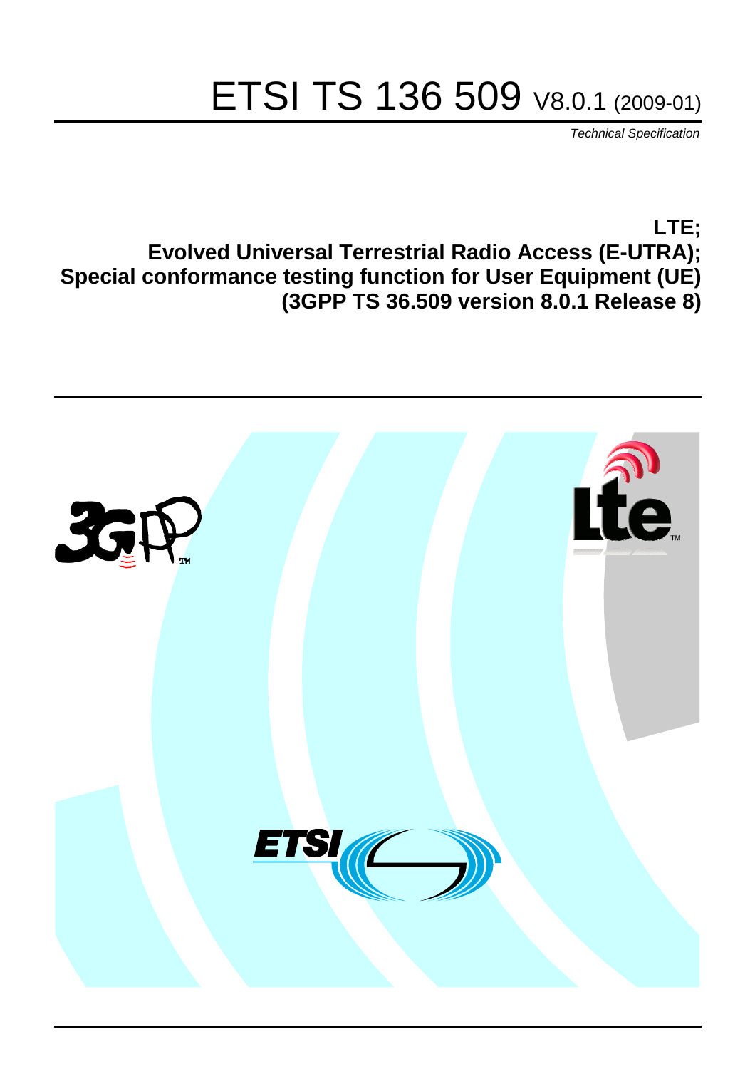# ETSI TS 136 509 V8.0.1 (2009-01)

*Technical Specification*

**LTE;**
**Evolved Universal Terrestrial Radio Access (E-UTRA);**
**Special conformance testing function for User Equipment (UE)**
**(3GPP TS 36.509 version 8.0.1 Release 8)**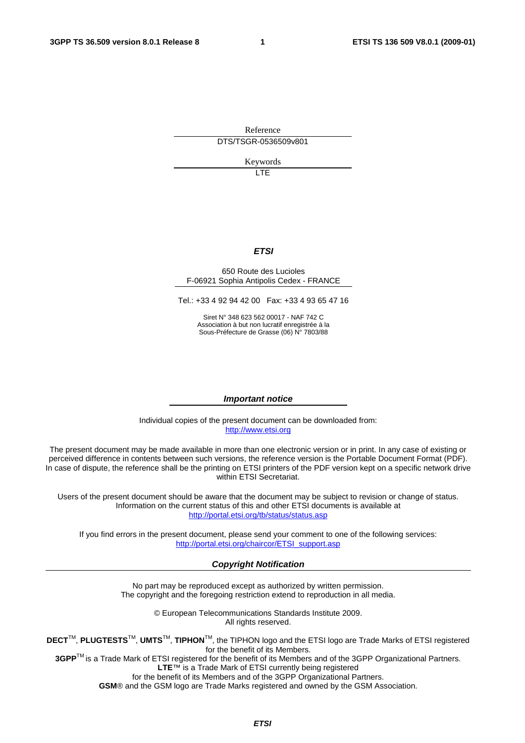Reference

DTS/TSGR-0536509v801

Keywords

LTE

***ETSI***

650 Route des Lucioles
F-06921 Sophia Antipolis Cedex - FRANCE

Tel.: +33 4 92 94 42 00 Fax: +33 4 93 65 47 16

Siret N° 348 623 562 00017 - NAF 742 C
Association à but non lucratif enregistrée à la
Sous-Préfecture de Grasse (06) N° 7803/88

***Important notice***

Individual copies of the present document can be downloaded from:
http://www.etsi.org

The present document may be made available in more than one electronic version or in print. In any case of existing or perceived difference in contents between such versions, the reference version is the Portable Document Format (PDF). In case of dispute, the reference shall be the printing on ETSI printers of the PDF version kept on a specific network drive within ETSI Secretariat.

Users of the present document should be aware that the document may be subject to revision or change of status. Information on the current status of this and other ETSI documents is available at
http://portal.etsi.org/tb/status/status.asp

If you find errors in the present document, please send your comment to one of the following services:
http://portal.etsi.org/chaircor/ETSI_support.asp

***Copyright Notification***

No part may be reproduced except as authorized by written permission.
The copyright and the foregoing restriction extend to reproduction in all media.

© European Telecommunications Standards Institute 2009.
All rights reserved.

**DECT**™, **PLUGTESTS**™, **UMTS**™, **TIPHON**™, the TIPHON logo and the ETSI logo are Trade Marks of ETSI registered for the benefit of its Members.
**3GPP**™ is a Trade Mark of ETSI registered for the benefit of its Members and of the 3GPP Organizational Partners.
**LTE**™ is a Trade Mark of ETSI currently being registered
for the benefit of its Members and of the 3GPP Organizational Partners.
**GSM**® and the GSM logo are Trade Marks registered and owned by the GSM Association.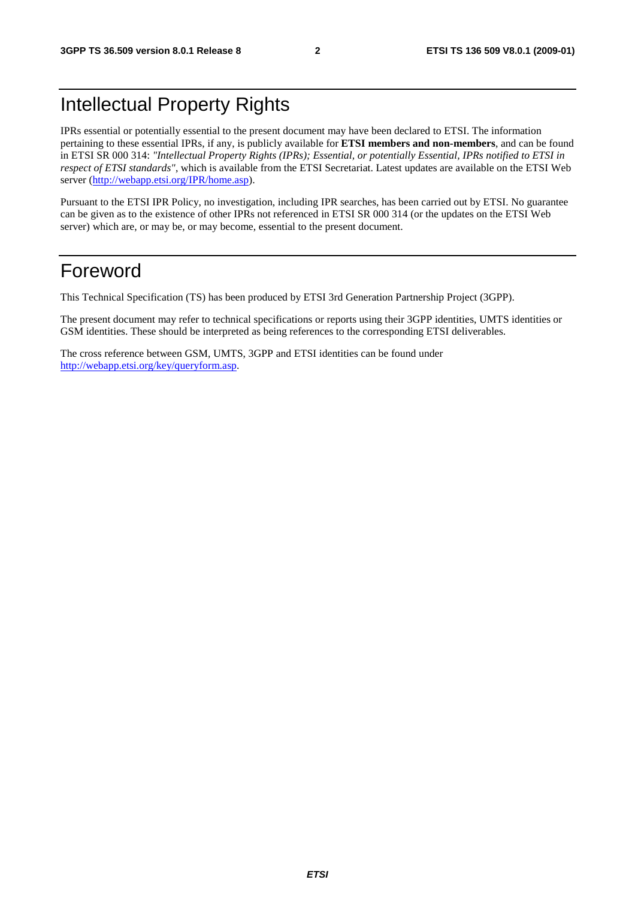# Intellectual Property Rights

IPRs essential or potentially essential to the present document may have been declared to ETSI. The information pertaining to these essential IPRs, if any, is publicly available for **ETSI members and non-members**, and can be found in ETSI SR 000 314: *"Intellectual Property Rights (IPRs); Essential, or potentially Essential, IPRs notified to ETSI in respect of ETSI standards"*, which is available from the ETSI Secretariat. Latest updates are available on the ETSI Web server (http://webapp.etsi.org/IPR/home.asp).

Pursuant to the ETSI IPR Policy, no investigation, including IPR searches, has been carried out by ETSI. No guarantee can be given as to the existence of other IPRs not referenced in ETSI SR 000 314 (or the updates on the ETSI Web server) which are, or may be, or may become, essential to the present document.

# Foreword

This Technical Specification (TS) has been produced by ETSI 3rd Generation Partnership Project (3GPP).

The present document may refer to technical specifications or reports using their 3GPP identities, UMTS identities or GSM identities. These should be interpreted as being references to the corresponding ETSI deliverables.

The cross reference between GSM, UMTS, 3GPP and ETSI identities can be found under http://webapp.etsi.org/key/queryform.asp.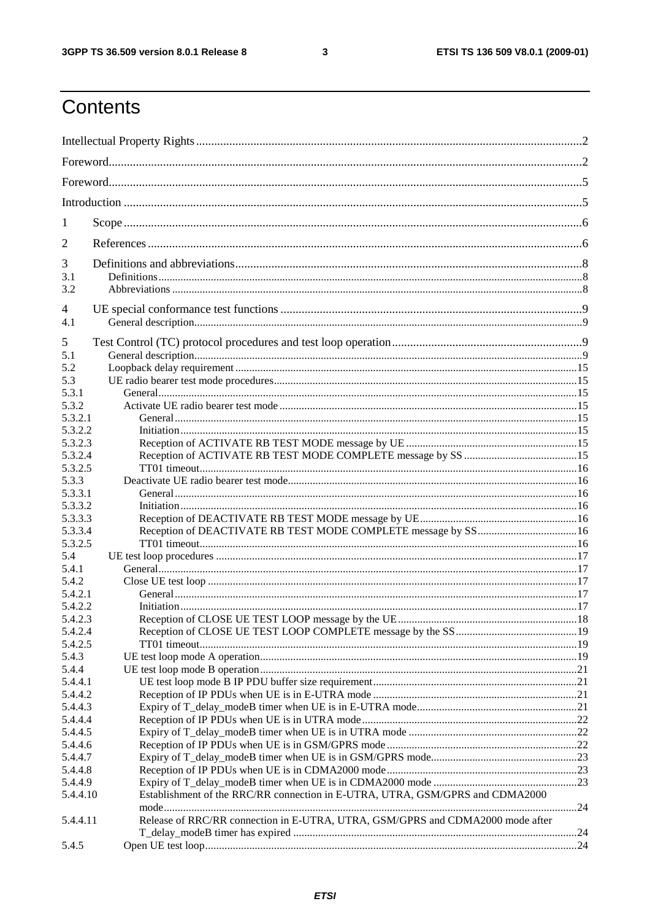# Contents

Intellectual Property Rights ....................................................................................................................................2

Foreword.....................................................................................................................................................................2

Foreword.....................................................................................................................................................................5

Introduction ...............................................................................................................................................................5

1 Scope .......................................................................................................................................................................6

2 References ...............................................................................................................................................................6

3 Definitions and abbreviations..................................................................................................................................8
3.1 Definitions..............................................................................................................................................................8
3.2 Abbreviations .........................................................................................................................................................8

4 UE special conformance test functions ...................................................................................................................9
4.1 General description................................................................................................................................................9

5 Test Control (TC) protocol procedures and test loop operation..............................................................................9
5.1 General description................................................................................................................................................9
5.2 Loopback delay requirement ...............................................................................................................................15
5.3 UE radio bearer test mode procedures.................................................................................................................15
5.3.1 General...............................................................................................................................................................15
5.3.2 Activate UE radio bearer test mode ...................................................................................................................15
5.3.2.1 General............................................................................................................................................................15
5.3.2.2 Initiation..........................................................................................................................................................15
5.3.2.3 Reception of ACTIVATE RB TEST MODE message by UE .........................................................................15
5.3.2.4 Reception of ACTIVATE RB TEST MODE COMPLETE message by SS .....................................................15
5.3.2.5 TT01 timeout...................................................................................................................................................16
5.3.3 Deactivate UE radio bearer test mode................................................................................................................16
5.3.3.1 General............................................................................................................................................................16
5.3.3.2 Initiation..........................................................................................................................................................16
5.3.3.3 Reception of DEACTIVATE RB TEST MODE message by UE....................................................................16
5.3.3.4 Reception of DEACTIVATE RB TEST MODE COMPLETE message by SS................................................16
5.3.2.5 TT01 timeout...................................................................................................................................................16
5.4 UE test loop procedures ......................................................................................................................................17
5.4.1 General...............................................................................................................................................................17
5.4.2 Close UE test loop .............................................................................................................................................17
5.4.2.1 General............................................................................................................................................................17
5.4.2.2 Initiation..........................................................................................................................................................17
5.4.2.3 Reception of CLOSE UE TEST LOOP message by the UE............................................................................18
5.4.2.4 Reception of CLOSE UE TEST LOOP COMPLETE message by the SS.........................................................19
5.4.2.5 TT01 timeout...................................................................................................................................................19
5.4.3 UE test loop mode A operation...........................................................................................................................19
5.4.4 UE test loop mode B operation...........................................................................................................................21
5.4.4.1 UE test loop mode B IP PDU buffer size requirement.....................................................................................21
5.4.4.2 Reception of IP PDUs when UE is in E-UTRA mode .....................................................................................21
5.4.4.3 Expiry of T_delay_modeB timer when UE is in E-UTRA mode......................................................................21
5.4.4.4 Reception of IP PDUs when UE is in UTRA mode.........................................................................................22
5.4.4.5 Expiry of T_delay_modeB timer when UE is in UTRA mode ........................................................................22
5.4.4.6 Reception of IP PDUs when UE is in GSM/GPRS mode ...............................................................................22
5.4.4.7 Expiry of T_delay_modeB timer when UE is in GSM/GPRS mode................................................................23
5.4.4.8 Reception of IP PDUs when UE is in CDMA2000 mode................................................................................23
5.4.4.9 Expiry of T_delay_modeB timer when UE is in CDMA2000 mode ...............................................................23
5.4.4.10 Establishment of the RRC/RR connection in E-UTRA, UTRA, GSM/GPRS and CDMA2000 mode...........................................................................................................................................................24
5.4.4.11 Release of RRC/RR connection in E-UTRA, UTRA, GSM/GPRS and CDMA2000 mode after T_delay_modeB timer has expired ................................................................................................................24
5.4.5 Open UE test loop...............................................................................................................................................24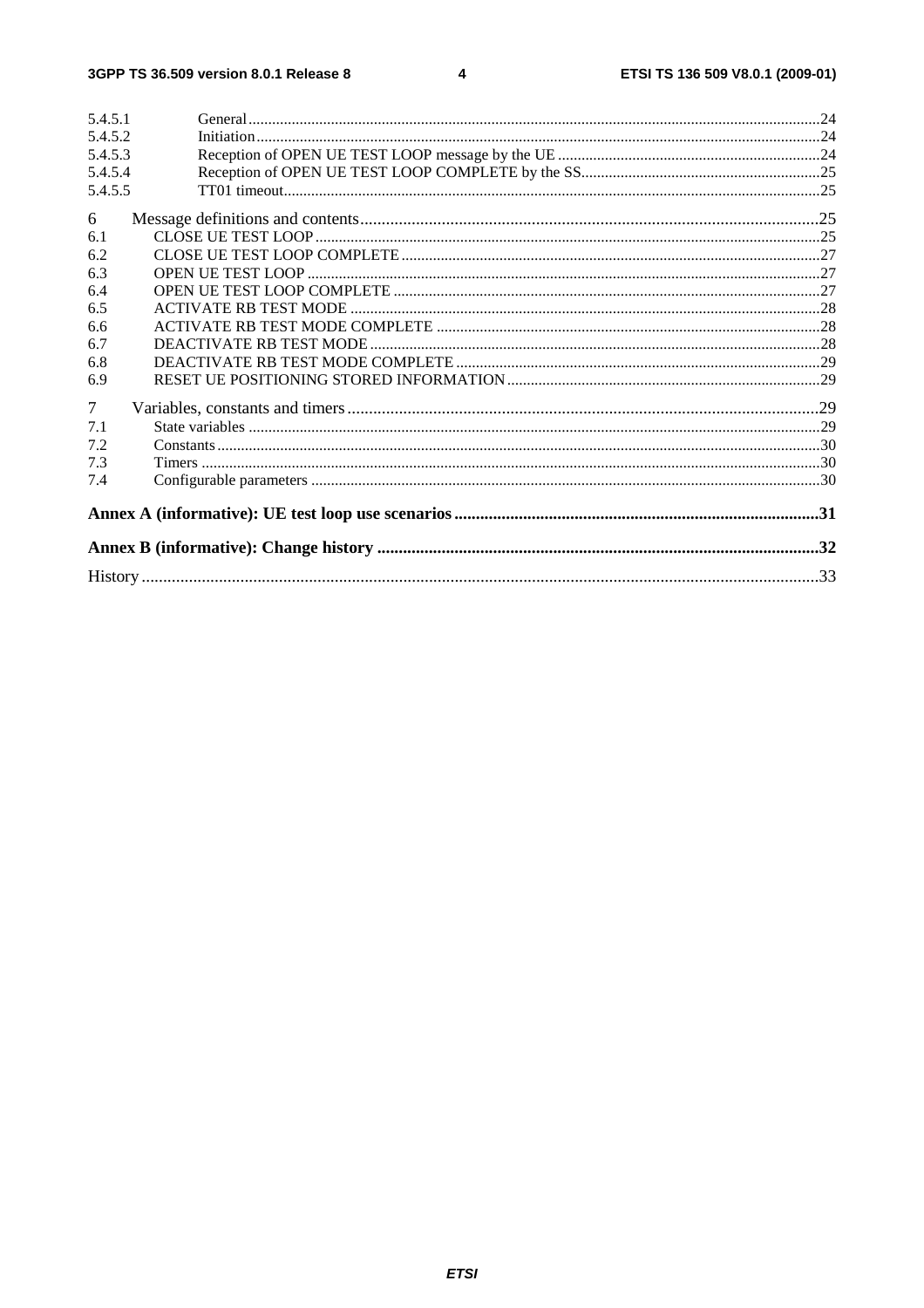5.4.5.1 General ... 24
5.4.5.2 Initiation ... 24
5.4.5.3 Reception of OPEN UE TEST LOOP message by the UE ... 24
5.4.5.4 Reception of OPEN UE TEST LOOP COMPLETE by the SS ... 25
5.4.5.5 TT01 timeout ... 25

6 Message definitions and contents ... 25
6.1 CLOSE UE TEST LOOP ... 25
6.2 CLOSE UE TEST LOOP COMPLETE ... 27
6.3 OPEN UE TEST LOOP ... 27
6.4 OPEN UE TEST LOOP COMPLETE ... 27
6.5 ACTIVATE RB TEST MODE ... 28
6.6 ACTIVATE RB TEST MODE COMPLETE ... 28
6.7 DEACTIVATE RB TEST MODE ... 28
6.8 DEACTIVATE RB TEST MODE COMPLETE ... 29
6.9 RESET UE POSITIONING STORED INFORMATION ... 29

7 Variables, constants and timers ... 29
7.1 State variables ... 29
7.2 Constants ... 30
7.3 Timers ... 30
7.4 Configurable parameters ... 30

**Annex A (informative): UE test loop use scenarios ... 31**

**Annex B (informative): Change history ... 32**

History ... 33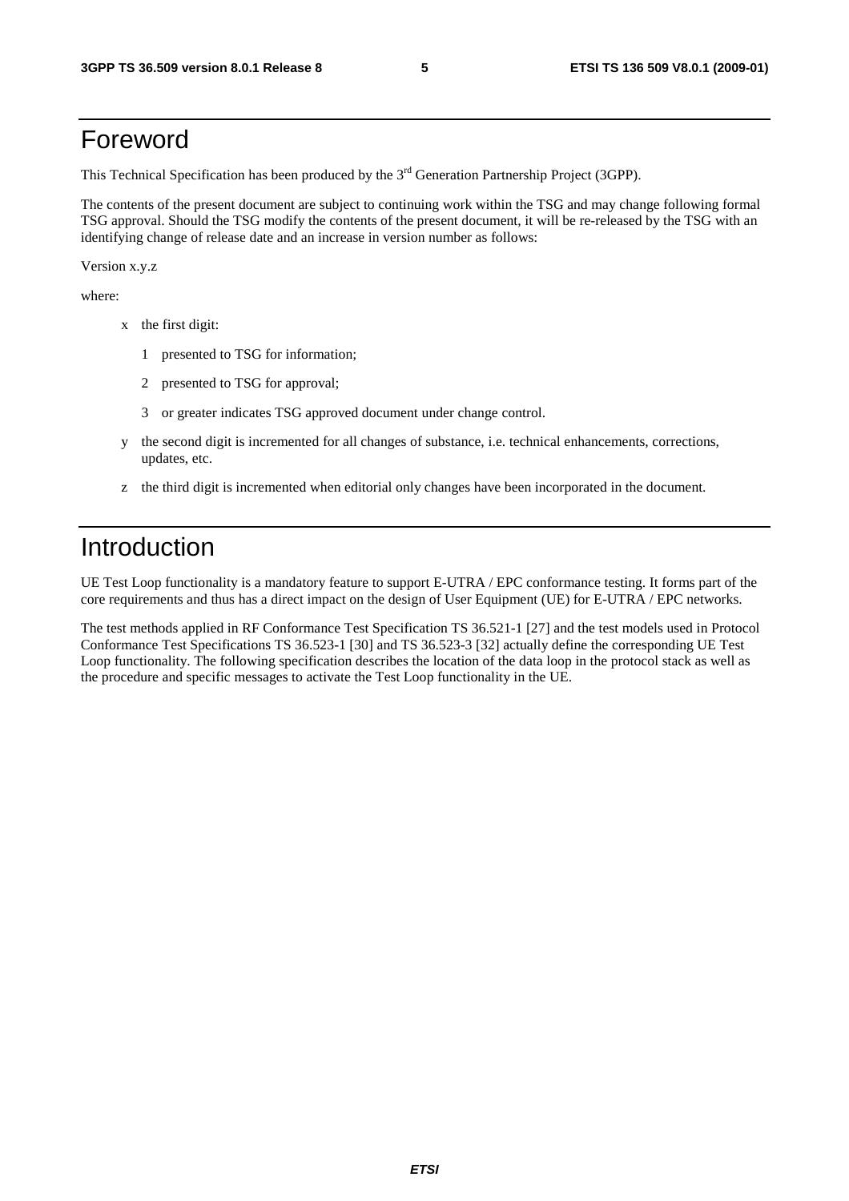# Foreword

This Technical Specification has been produced by the 3rd Generation Partnership Project (3GPP).

The contents of the present document are subject to continuing work within the TSG and may change following formal TSG approval. Should the TSG modify the contents of the present document, it will be re-released by the TSG with an identifying change of release date and an increase in version number as follows:

Version x.y.z

where:

- x the first digit:
  - 1 presented to TSG for information;
  - 2 presented to TSG for approval;
  - 3 or greater indicates TSG approved document under change control.
- y the second digit is incremented for all changes of substance, i.e. technical enhancements, corrections, updates, etc.
- z the third digit is incremented when editorial only changes have been incorporated in the document.

# Introduction

UE Test Loop functionality is a mandatory feature to support E-UTRA / EPC conformance testing. It forms part of the core requirements and thus has a direct impact on the design of User Equipment (UE) for E-UTRA / EPC networks.

The test methods applied in RF Conformance Test Specification TS 36.521-1 [27] and the test models used in Protocol Conformance Test Specifications TS 36.523-1 [30] and TS 36.523-3 [32] actually define the corresponding UE Test Loop functionality. The following specification describes the location of the data loop in the protocol stack as well as the procedure and specific messages to activate the Test Loop functionality in the UE.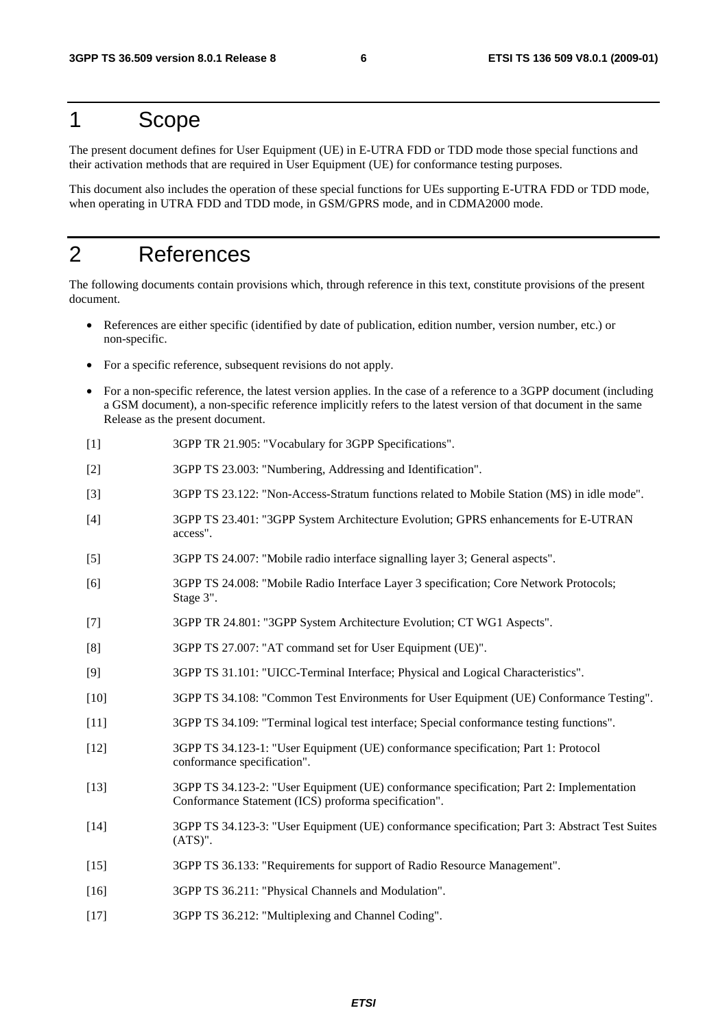# 1 Scope

The present document defines for User Equipment (UE) in E-UTRA FDD or TDD mode those special functions and their activation methods that are required in User Equipment (UE) for conformance testing purposes.

This document also includes the operation of these special functions for UEs supporting E-UTRA FDD or TDD mode, when operating in UTRA FDD and TDD mode, in GSM/GPRS mode, and in CDMA2000 mode.

# 2 References

The following documents contain provisions which, through reference in this text, constitute provisions of the present document.

- References are either specific (identified by date of publication, edition number, version number, etc.) or non-specific.
- For a specific reference, subsequent revisions do not apply.
- For a non-specific reference, the latest version applies. In the case of a reference to a 3GPP document (including a GSM document), a non-specific reference implicitly refers to the latest version of that document in the same Release as the present document.

[1] 3GPP TR 21.905: "Vocabulary for 3GPP Specifications".

[2] 3GPP TS 23.003: "Numbering, Addressing and Identification".

[3] 3GPP TS 23.122: "Non-Access-Stratum functions related to Mobile Station (MS) in idle mode".

[4] 3GPP TS 23.401: "3GPP System Architecture Evolution; GPRS enhancements for E-UTRAN access".

[5] 3GPP TS 24.007: "Mobile radio interface signalling layer 3; General aspects".

[6] 3GPP TS 24.008: "Mobile Radio Interface Layer 3 specification; Core Network Protocols; Stage 3".

[7] 3GPP TR 24.801: "3GPP System Architecture Evolution; CT WG1 Aspects".

[8] 3GPP TS 27.007: "AT command set for User Equipment (UE)".

[9] 3GPP TS 31.101: "UICC-Terminal Interface; Physical and Logical Characteristics".

[10] 3GPP TS 34.108: "Common Test Environments for User Equipment (UE) Conformance Testing".

[11] 3GPP TS 34.109: "Terminal logical test interface; Special conformance testing functions".

[12] 3GPP TS 34.123-1: "User Equipment (UE) conformance specification; Part 1: Protocol conformance specification".

[13] 3GPP TS 34.123-2: "User Equipment (UE) conformance specification; Part 2: Implementation Conformance Statement (ICS) proforma specification".

[14] 3GPP TS 34.123-3: "User Equipment (UE) conformance specification; Part 3: Abstract Test Suites (ATS)".

[15] 3GPP TS 36.133: "Requirements for support of Radio Resource Management".

[16] 3GPP TS 36.211: "Physical Channels and Modulation".

[17] 3GPP TS 36.212: "Multiplexing and Channel Coding".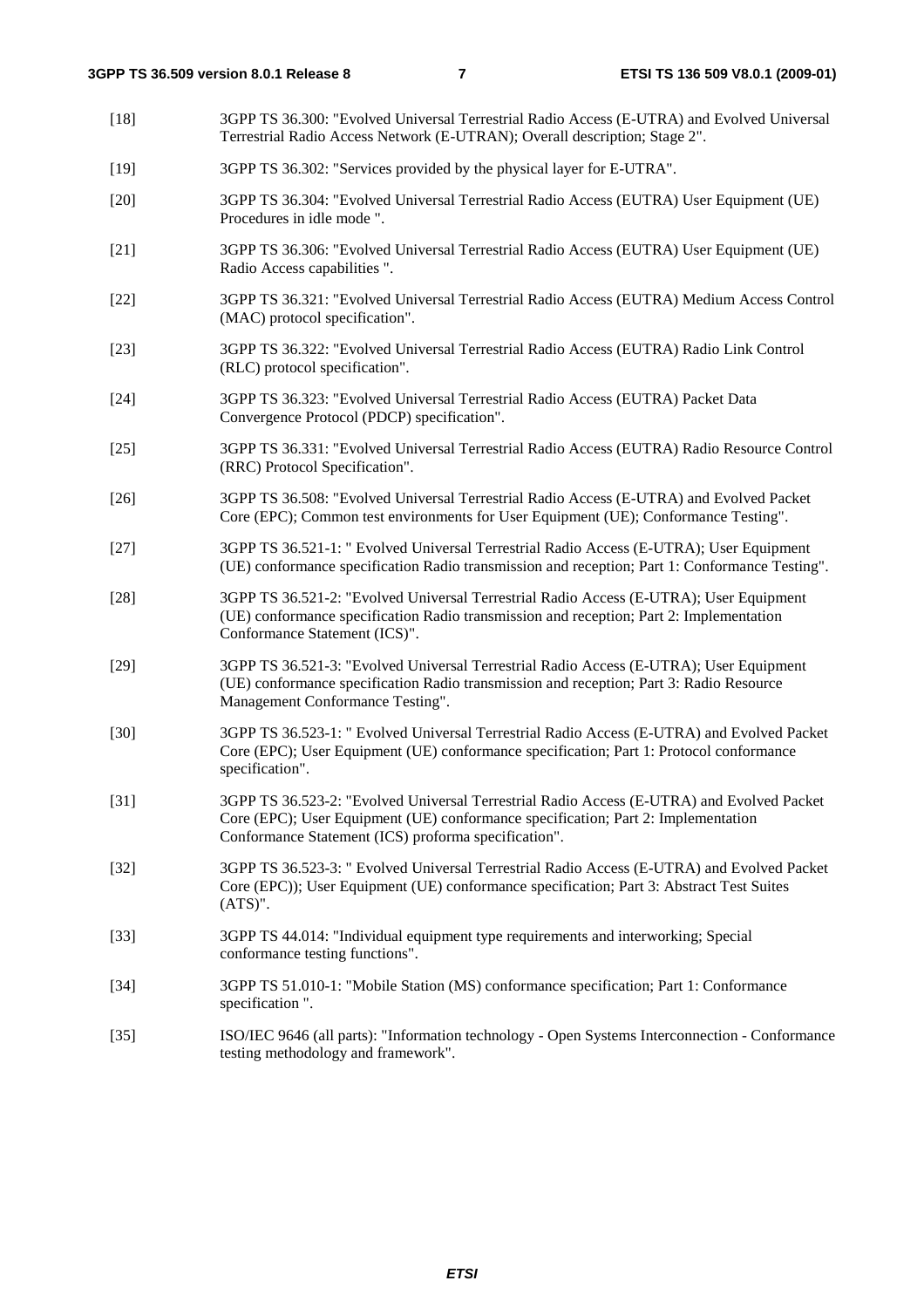[18] 3GPP TS 36.300: "Evolved Universal Terrestrial Radio Access (E-UTRA) and Evolved Universal Terrestrial Radio Access Network (E-UTRAN); Overall description; Stage 2".

[19] 3GPP TS 36.302: "Services provided by the physical layer for E-UTRA".

[20] 3GPP TS 36.304: "Evolved Universal Terrestrial Radio Access (EUTRA) User Equipment (UE) Procedures in idle mode ".

[21] 3GPP TS 36.306: "Evolved Universal Terrestrial Radio Access (EUTRA) User Equipment (UE) Radio Access capabilities ".

[22] 3GPP TS 36.321: "Evolved Universal Terrestrial Radio Access (EUTRA) Medium Access Control (MAC) protocol specification".

[23] 3GPP TS 36.322: "Evolved Universal Terrestrial Radio Access (EUTRA) Radio Link Control (RLC) protocol specification".

[24] 3GPP TS 36.323: "Evolved Universal Terrestrial Radio Access (EUTRA) Packet Data Convergence Protocol (PDCP) specification".

[25] 3GPP TS 36.331: "Evolved Universal Terrestrial Radio Access (EUTRA) Radio Resource Control (RRC) Protocol Specification".

[26] 3GPP TS 36.508: "Evolved Universal Terrestrial Radio Access (E-UTRA) and Evolved Packet Core (EPC); Common test environments for User Equipment (UE); Conformance Testing".

[27] 3GPP TS 36.521-1: " Evolved Universal Terrestrial Radio Access (E-UTRA); User Equipment (UE) conformance specification Radio transmission and reception; Part 1: Conformance Testing".

[28] 3GPP TS 36.521-2: "Evolved Universal Terrestrial Radio Access (E-UTRA); User Equipment (UE) conformance specification Radio transmission and reception; Part 2: Implementation Conformance Statement (ICS)".

[29] 3GPP TS 36.521-3: "Evolved Universal Terrestrial Radio Access (E-UTRA); User Equipment (UE) conformance specification Radio transmission and reception; Part 3: Radio Resource Management Conformance Testing".

[30] 3GPP TS 36.523-1: " Evolved Universal Terrestrial Radio Access (E-UTRA) and Evolved Packet Core (EPC); User Equipment (UE) conformance specification; Part 1: Protocol conformance specification".

[31] 3GPP TS 36.523-2: "Evolved Universal Terrestrial Radio Access (E-UTRA) and Evolved Packet Core (EPC); User Equipment (UE) conformance specification; Part 2: Implementation Conformance Statement (ICS) proforma specification".

[32] 3GPP TS 36.523-3: " Evolved Universal Terrestrial Radio Access (E-UTRA) and Evolved Packet Core (EPC)); User Equipment (UE) conformance specification; Part 3: Abstract Test Suites (ATS)".

[33] 3GPP TS 44.014: "Individual equipment type requirements and interworking; Special conformance testing functions".

[34] 3GPP TS 51.010-1: "Mobile Station (MS) conformance specification; Part 1: Conformance specification ".

[35] ISO/IEC 9646 (all parts): "Information technology - Open Systems Interconnection - Conformance testing methodology and framework".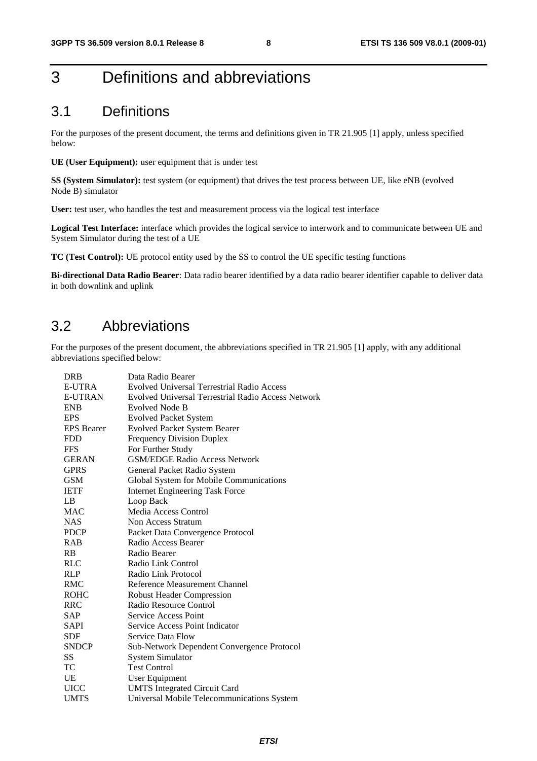# 3 Definitions and abbreviations

## 3.1 Definitions

For the purposes of the present document, the terms and definitions given in TR 21.905 [1] apply, unless specified below:

**UE (User Equipment):** user equipment that is under test

**SS (System Simulator):** test system (or equipment) that drives the test process between UE, like eNB (evolved Node B) simulator

**User:** test user, who handles the test and measurement process via the logical test interface

**Logical Test Interface:** interface which provides the logical service to interwork and to communicate between UE and System Simulator during the test of a UE

**TC (Test Control):** UE protocol entity used by the SS to control the UE specific testing functions

**Bi-directional Data Radio Bearer**: Data radio bearer identified by a data radio bearer identifier capable to deliver data in both downlink and uplink

## 3.2 Abbreviations

For the purposes of the present document, the abbreviations specified in TR 21.905 [1] apply, with any additional abbreviations specified below:

| | |
|---|---|
| DRB | Data Radio Bearer |
| E-UTRA | Evolved Universal Terrestrial Radio Access |
| E-UTRAN | Evolved Universal Terrestrial Radio Access Network |
| ENB | Evolved Node B |
| EPS | Evolved Packet System |
| EPS Bearer | Evolved Packet System Bearer |
| FDD | Frequency Division Duplex |
| FFS | For Further Study |
| GERAN | GSM/EDGE Radio Access Network |
| GPRS | General Packet Radio System |
| GSM | Global System for Mobile Communications |
| IETF | Internet Engineering Task Force |
| LB | Loop Back |
| MAC | Media Access Control |
| NAS | Non Access Stratum |
| PDCP | Packet Data Convergence Protocol |
| RAB | Radio Access Bearer |
| RB | Radio Bearer |
| RLC | Radio Link Control |
| RLP | Radio Link Protocol |
| RMC | Reference Measurement Channel |
| ROHC | Robust Header Compression |
| RRC | Radio Resource Control |
| SAP | Service Access Point |
| SAPI | Service Access Point Indicator |
| SDF | Service Data Flow |
| SNDCP | Sub-Network Dependent Convergence Protocol |
| SS | System Simulator |
| TC | Test Control |
| UE | User Equipment |
| UICC | UMTS Integrated Circuit Card |
| UMTS | Universal Mobile Telecommunications System |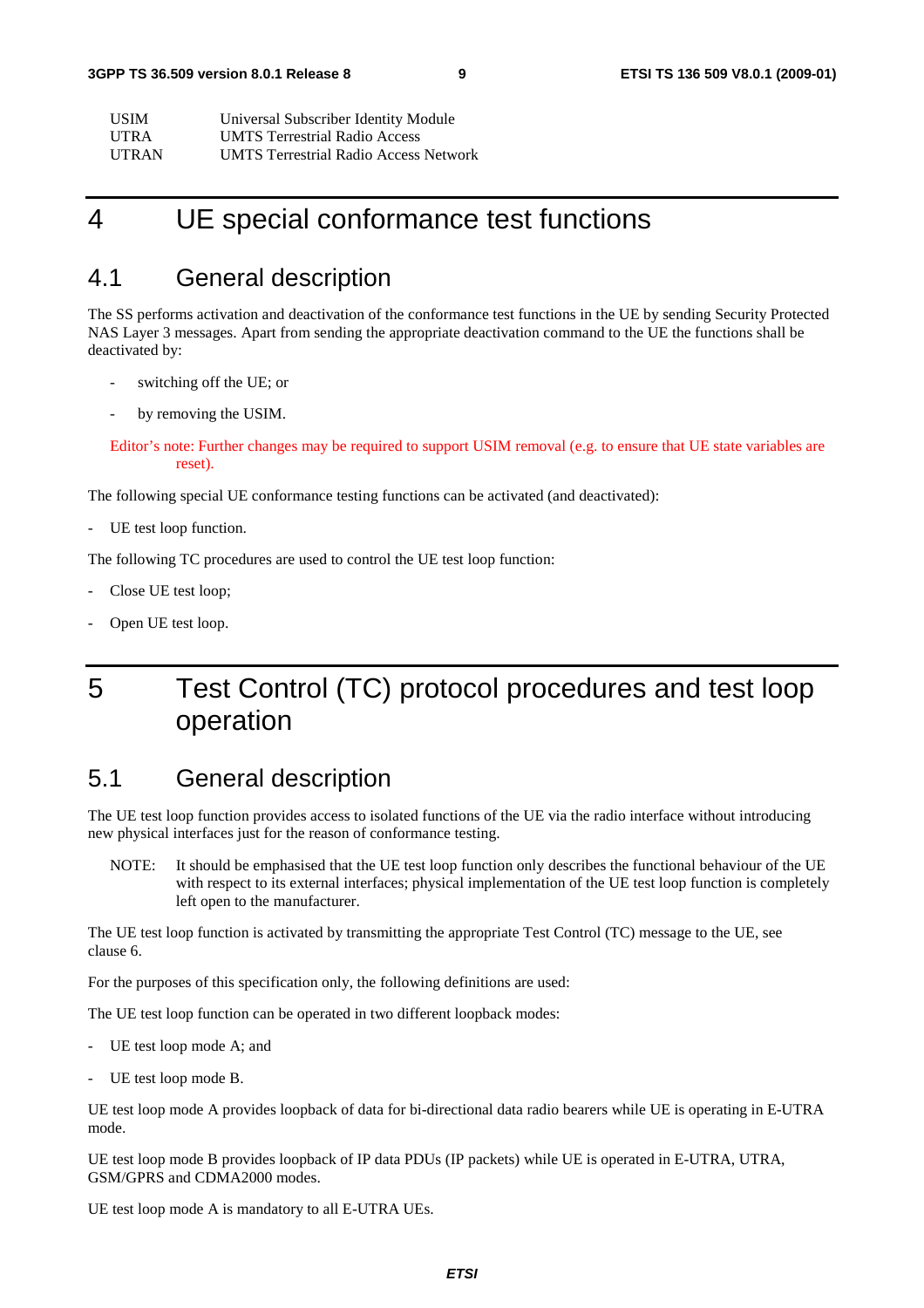| | |
|---|---|
| USIM | Universal Subscriber Identity Module |
| UTRA | UMTS Terrestrial Radio Access |
| UTRAN | UMTS Terrestrial Radio Access Network |

# 4 UE special conformance test functions

## 4.1 General description

The SS performs activation and deactivation of the conformance test functions in the UE by sending Security Protected NAS Layer 3 messages. Apart from sending the appropriate deactivation command to the UE the functions shall be deactivated by:

- switching off the UE; or
- by removing the USIM.

Editor's note: Further changes may be required to support USIM removal (e.g. to ensure that UE state variables are reset).

The following special UE conformance testing functions can be activated (and deactivated):

- UE test loop function.

The following TC procedures are used to control the UE test loop function:

- Close UE test loop;
- Open UE test loop.

# 5 Test Control (TC) protocol procedures and test loop operation

## 5.1 General description

The UE test loop function provides access to isolated functions of the UE via the radio interface without introducing new physical interfaces just for the reason of conformance testing.

NOTE: It should be emphasised that the UE test loop function only describes the functional behaviour of the UE with respect to its external interfaces; physical implementation of the UE test loop function is completely left open to the manufacturer.

The UE test loop function is activated by transmitting the appropriate Test Control (TC) message to the UE, see clause 6.

For the purposes of this specification only, the following definitions are used:

The UE test loop function can be operated in two different loopback modes:

- UE test loop mode A; and
- UE test loop mode B.

UE test loop mode A provides loopback of data for bi-directional data radio bearers while UE is operating in E-UTRA mode.

UE test loop mode B provides loopback of IP data PDUs (IP packets) while UE is operated in E-UTRA, UTRA, GSM/GPRS and CDMA2000 modes.

UE test loop mode A is mandatory to all E-UTRA UEs.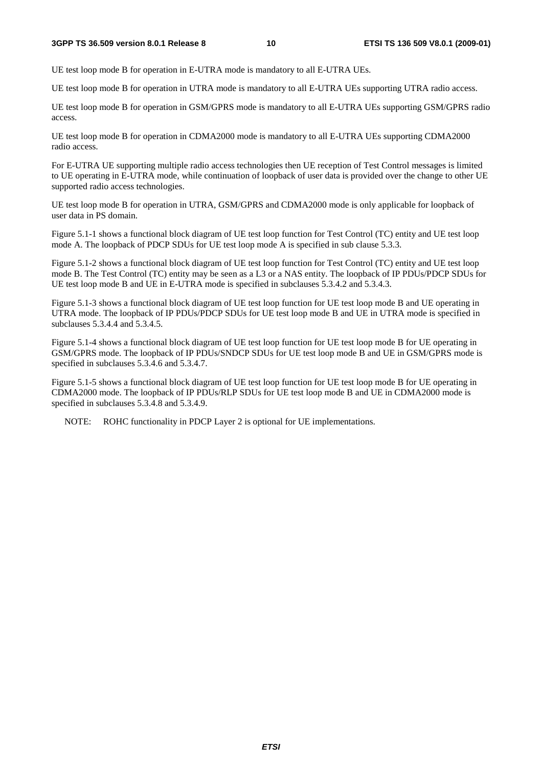UE test loop mode B for operation in E-UTRA mode is mandatory to all E-UTRA UEs.

UE test loop mode B for operation in UTRA mode is mandatory to all E-UTRA UEs supporting UTRA radio access.

UE test loop mode B for operation in GSM/GPRS mode is mandatory to all E-UTRA UEs supporting GSM/GPRS radio access.

UE test loop mode B for operation in CDMA2000 mode is mandatory to all E-UTRA UEs supporting CDMA2000 radio access.

For E-UTRA UE supporting multiple radio access technologies then UE reception of Test Control messages is limited to UE operating in E-UTRA mode, while continuation of loopback of user data is provided over the change to other UE supported radio access technologies.

UE test loop mode B for operation in UTRA, GSM/GPRS and CDMA2000 mode is only applicable for loopback of user data in PS domain.

Figure 5.1-1 shows a functional block diagram of UE test loop function for Test Control (TC) entity and UE test loop mode A. The loopback of PDCP SDUs for UE test loop mode A is specified in sub clause 5.3.3.

Figure 5.1-2 shows a functional block diagram of UE test loop function for Test Control (TC) entity and UE test loop mode B. The Test Control (TC) entity may be seen as a L3 or a NAS entity. The loopback of IP PDUs/PDCP SDUs for UE test loop mode B and UE in E-UTRA mode is specified in subclauses 5.3.4.2 and 5.3.4.3.

Figure 5.1-3 shows a functional block diagram of UE test loop function for UE test loop mode B and UE operating in UTRA mode. The loopback of IP PDUs/PDCP SDUs for UE test loop mode B and UE in UTRA mode is specified in subclauses 5.3.4.4 and 5.3.4.5.

Figure 5.1-4 shows a functional block diagram of UE test loop function for UE test loop mode B for UE operating in GSM/GPRS mode. The loopback of IP PDUs/SNDCP SDUs for UE test loop mode B and UE in GSM/GPRS mode is specified in subclauses 5.3.4.6 and 5.3.4.7.

Figure 5.1-5 shows a functional block diagram of UE test loop function for UE test loop mode B for UE operating in CDMA2000 mode. The loopback of IP PDUs/RLP SDUs for UE test loop mode B and UE in CDMA2000 mode is specified in subclauses 5.3.4.8 and 5.3.4.9.

NOTE: ROHC functionality in PDCP Layer 2 is optional for UE implementations.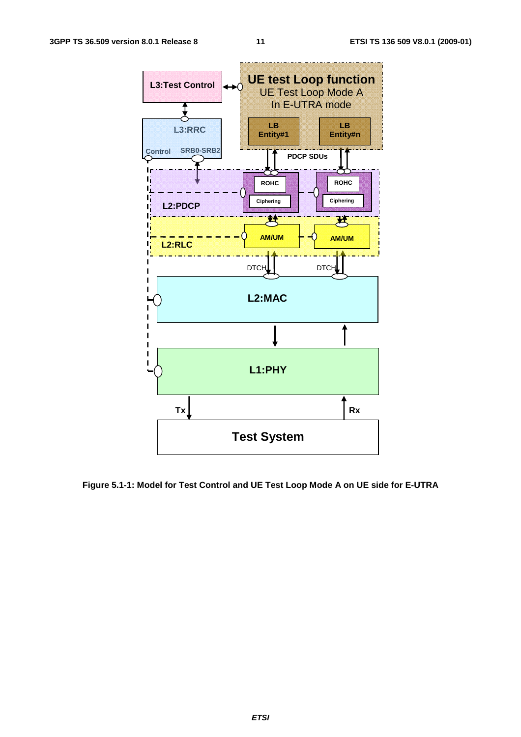**Figure 5.1-1: Model for Test Control and UE Test Loop Mode A on UE side for E-UTRA**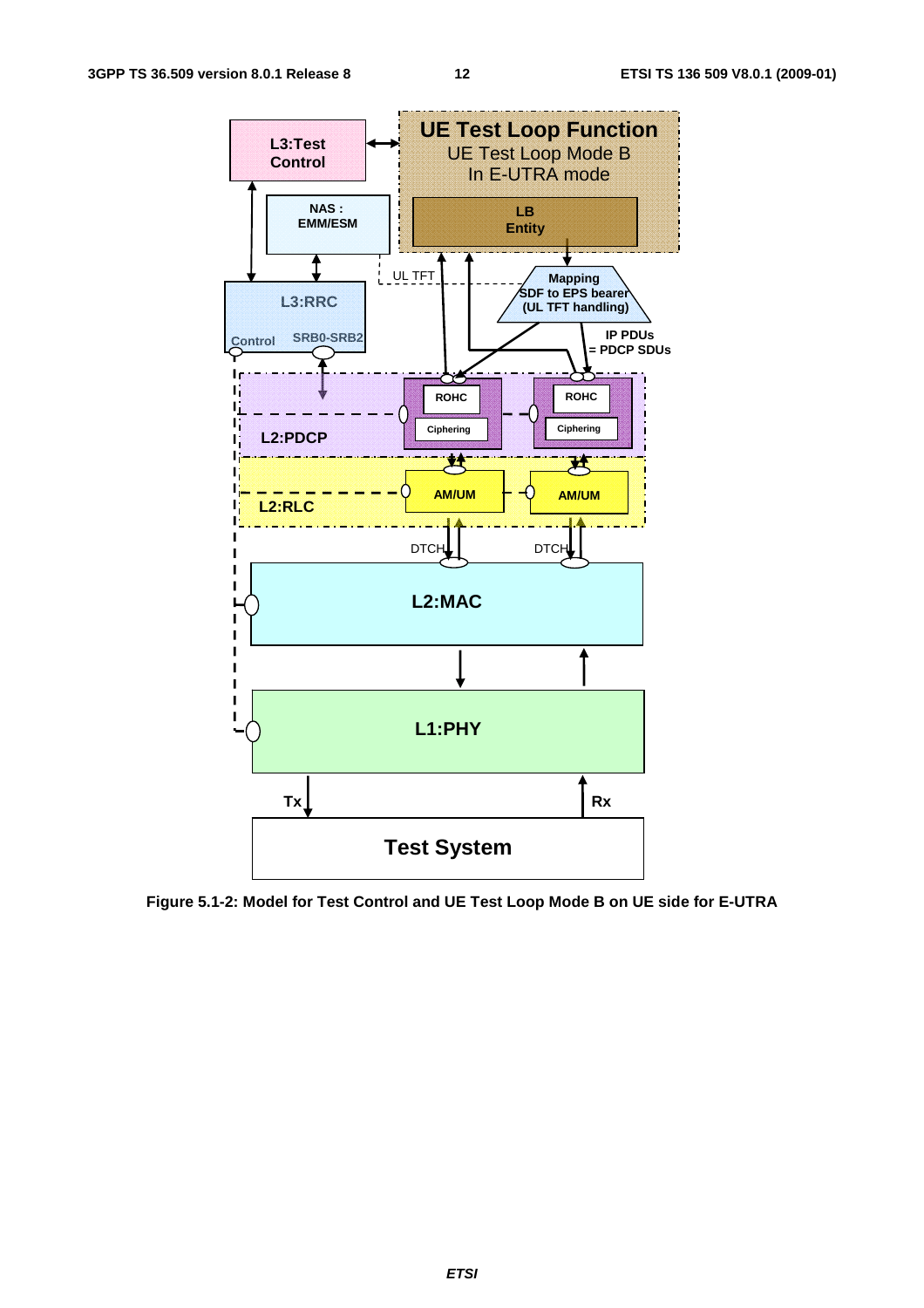**Figure 5.1-2: Model for Test Control and UE Test Loop Mode B on UE side for E-UTRA**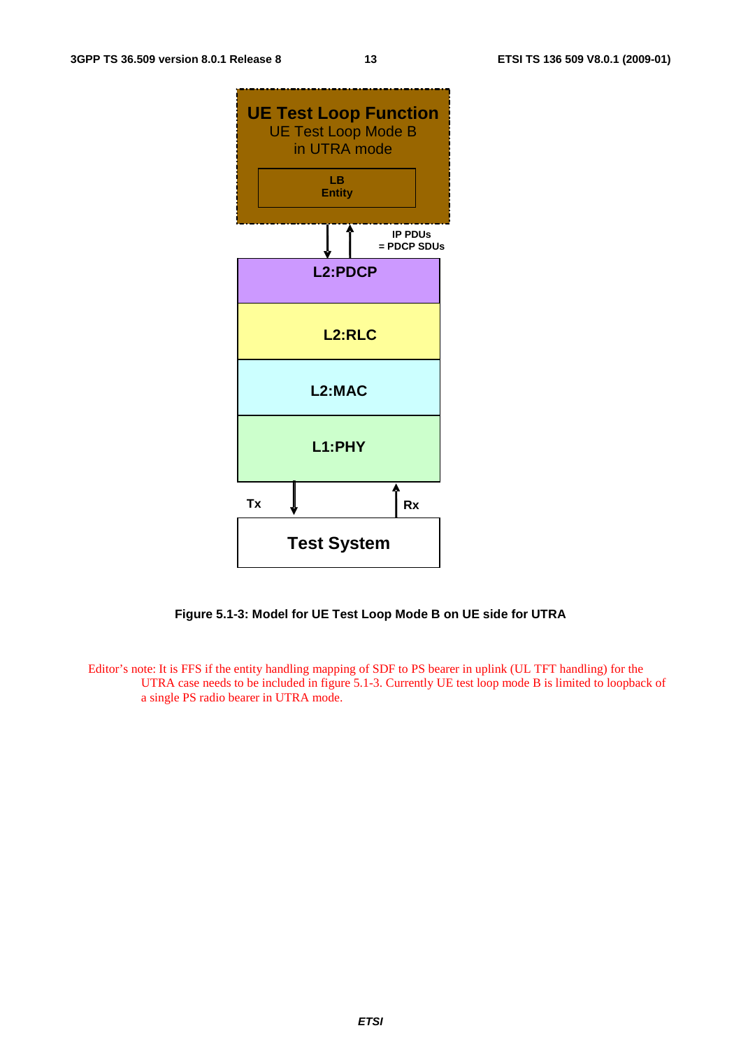Figure 5.1-3: Model for UE Test Loop Mode B on UE side for UTRA

Editor's note: It is FFS if the entity handling mapping of SDF to PS bearer in uplink (UL TFT handling) for the UTRA case needs to be included in figure 5.1-3. Currently UE test loop mode B is limited to loopback of a single PS radio bearer in UTRA mode.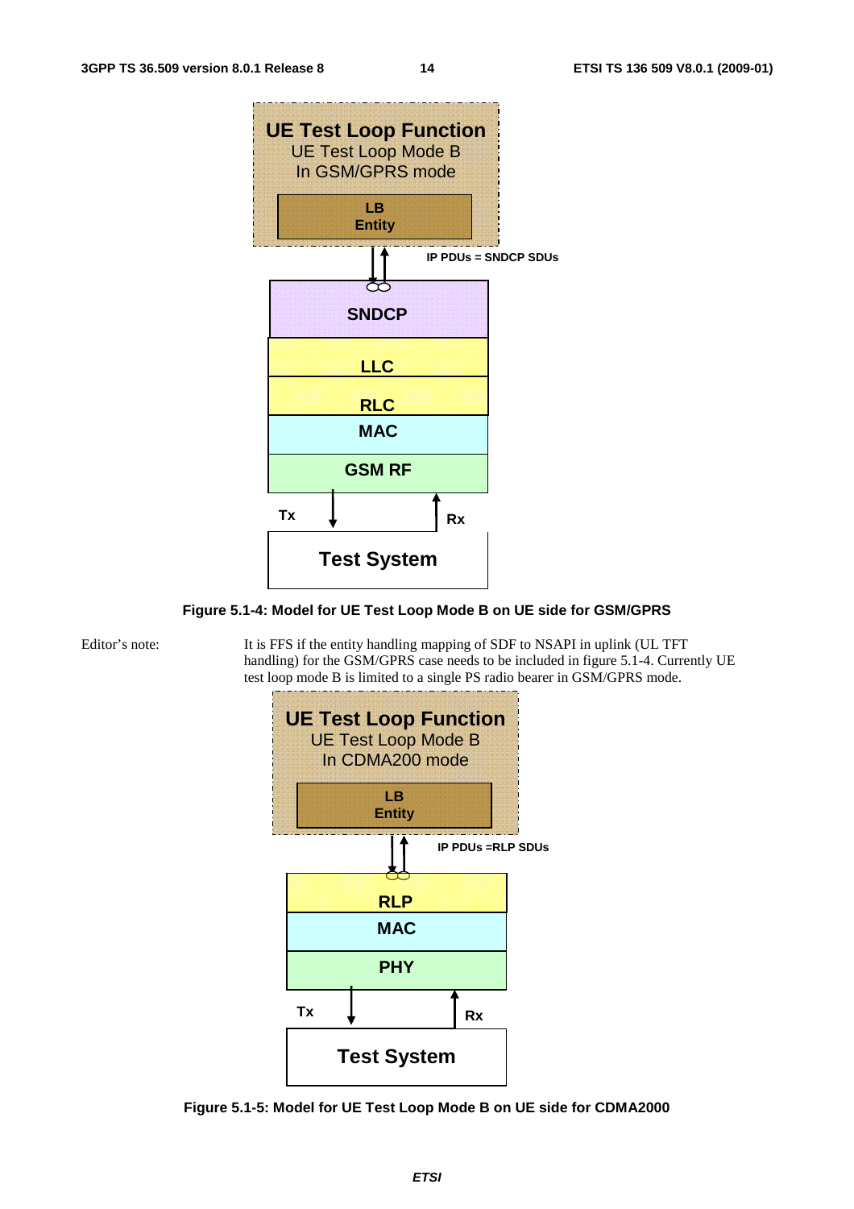Figure 5.1-4: Model for UE Test Loop Mode B on UE side for GSM/GPRS

Editor's note: It is FFS if the entity handling mapping of SDF to NSAPI in uplink (UL TFT handling) for the GSM/GPRS case needs to be included in figure 5.1-4. Currently UE test loop mode B is limited to a single PS radio bearer in GSM/GPRS mode.

Figure 5.1-5: Model for UE Test Loop Mode B on UE side for CDMA2000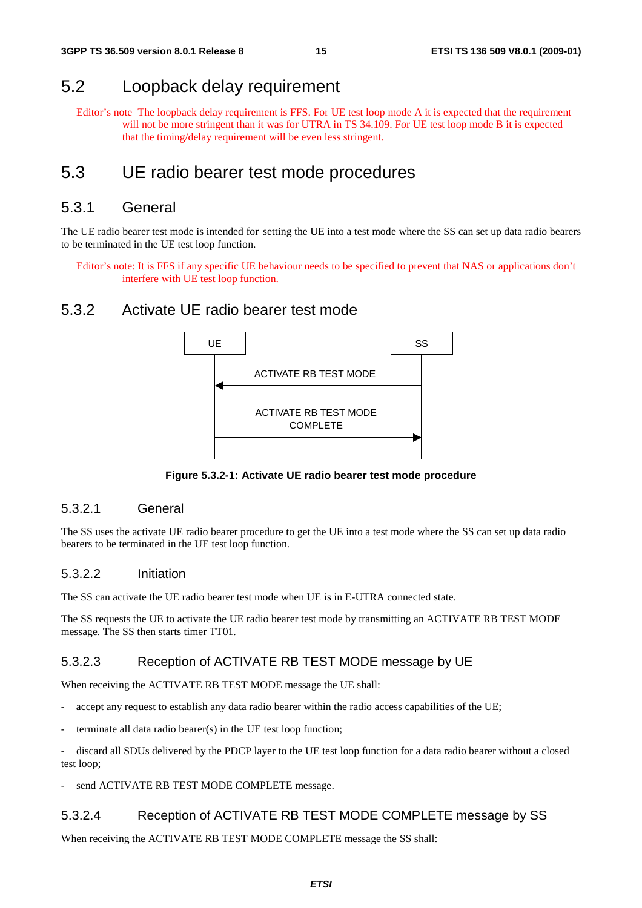## 5.2 Loopback delay requirement

Editor's note The loopback delay requirement is FFS. For UE test loop mode A it is expected that the requirement will not be more stringent than it was for UTRA in TS 34.109. For UE test loop mode B it is expected that the timing/delay requirement will be even less stringent.

## 5.3 UE radio bearer test mode procedures

### 5.3.1 General

The UE radio bearer test mode is intended for setting the UE into a test mode where the SS can set up data radio bearers to be terminated in the UE test loop function.

Editor's note: It is FFS if any specific UE behaviour needs to be specified to prevent that NAS or applications don't interfere with UE test loop function.

### 5.3.2 Activate UE radio bearer test mode

| UE | | SS |
|---|---|---|
| | ← ACTIVATE RB TEST MODE | |
| | ACTIVATE RB TEST MODE COMPLETE → | |

**Figure 5.3.2-1: Activate UE radio bearer test mode procedure**

#### 5.3.2.1 General

The SS uses the activate UE radio bearer procedure to get the UE into a test mode where the SS can set up data radio bearers to be terminated in the UE test loop function.

#### 5.3.2.2 Initiation

The SS can activate the UE radio bearer test mode when UE is in E-UTRA connected state.

The SS requests the UE to activate the UE radio bearer test mode by transmitting an ACTIVATE RB TEST MODE message. The SS then starts timer TT01.

#### 5.3.2.3 Reception of ACTIVATE RB TEST MODE message by UE

When receiving the ACTIVATE RB TEST MODE message the UE shall:

- accept any request to establish any data radio bearer within the radio access capabilities of the UE;
- terminate all data radio bearer(s) in the UE test loop function;
- discard all SDUs delivered by the PDCP layer to the UE test loop function for a data radio bearer without a closed test loop;
- send ACTIVATE RB TEST MODE COMPLETE message.

#### 5.3.2.4 Reception of ACTIVATE RB TEST MODE COMPLETE message by SS

When receiving the ACTIVATE RB TEST MODE COMPLETE message the SS shall: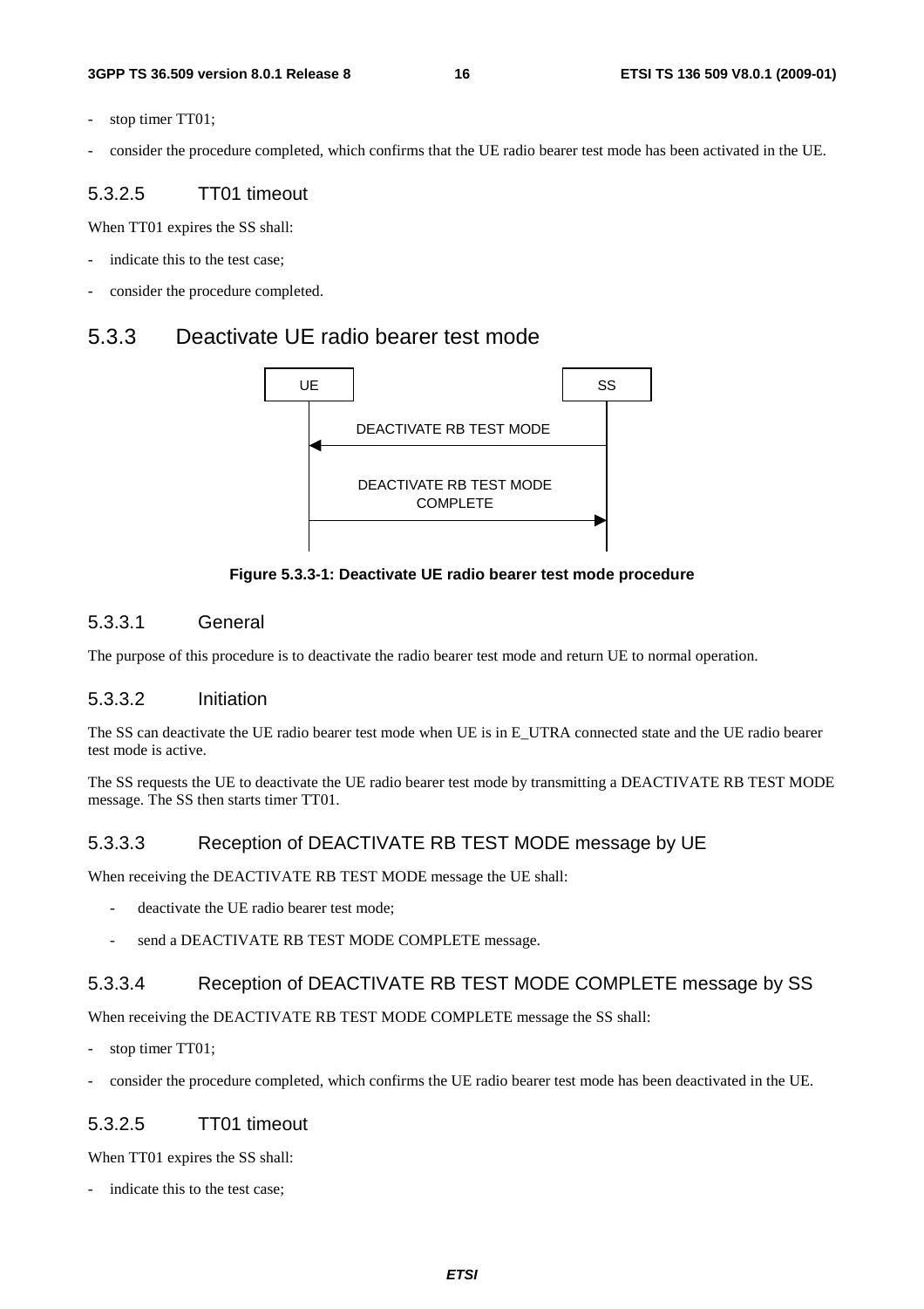- stop timer TT01;
- consider the procedure completed, which confirms that the UE radio bearer test mode has been activated in the UE.

#### 5.3.2.5 TT01 timeout

When TT01 expires the SS shall:

- indicate this to the test case;
- consider the procedure completed.

### 5.3.3 Deactivate UE radio bearer test mode

**Figure 5.3.3-1: Deactivate UE radio bearer test mode procedure**

#### 5.3.3.1 General

The purpose of this procedure is to deactivate the radio bearer test mode and return UE to normal operation.

#### 5.3.3.2 Initiation

The SS can deactivate the UE radio bearer test mode when UE is in E_UTRA connected state and the UE radio bearer test mode is active.

The SS requests the UE to deactivate the UE radio bearer test mode by transmitting a DEACTIVATE RB TEST MODE message. The SS then starts timer TT01.

#### 5.3.3.3 Reception of DEACTIVATE RB TEST MODE message by UE

When receiving the DEACTIVATE RB TEST MODE message the UE shall:

- deactivate the UE radio bearer test mode;
- send a DEACTIVATE RB TEST MODE COMPLETE message.

#### 5.3.3.4 Reception of DEACTIVATE RB TEST MODE COMPLETE message by SS

When receiving the DEACTIVATE RB TEST MODE COMPLETE message the SS shall:

- stop timer TT01;
- consider the procedure completed, which confirms the UE radio bearer test mode has been deactivated in the UE.

#### 5.3.2.5 TT01 timeout

When TT01 expires the SS shall:

- indicate this to the test case;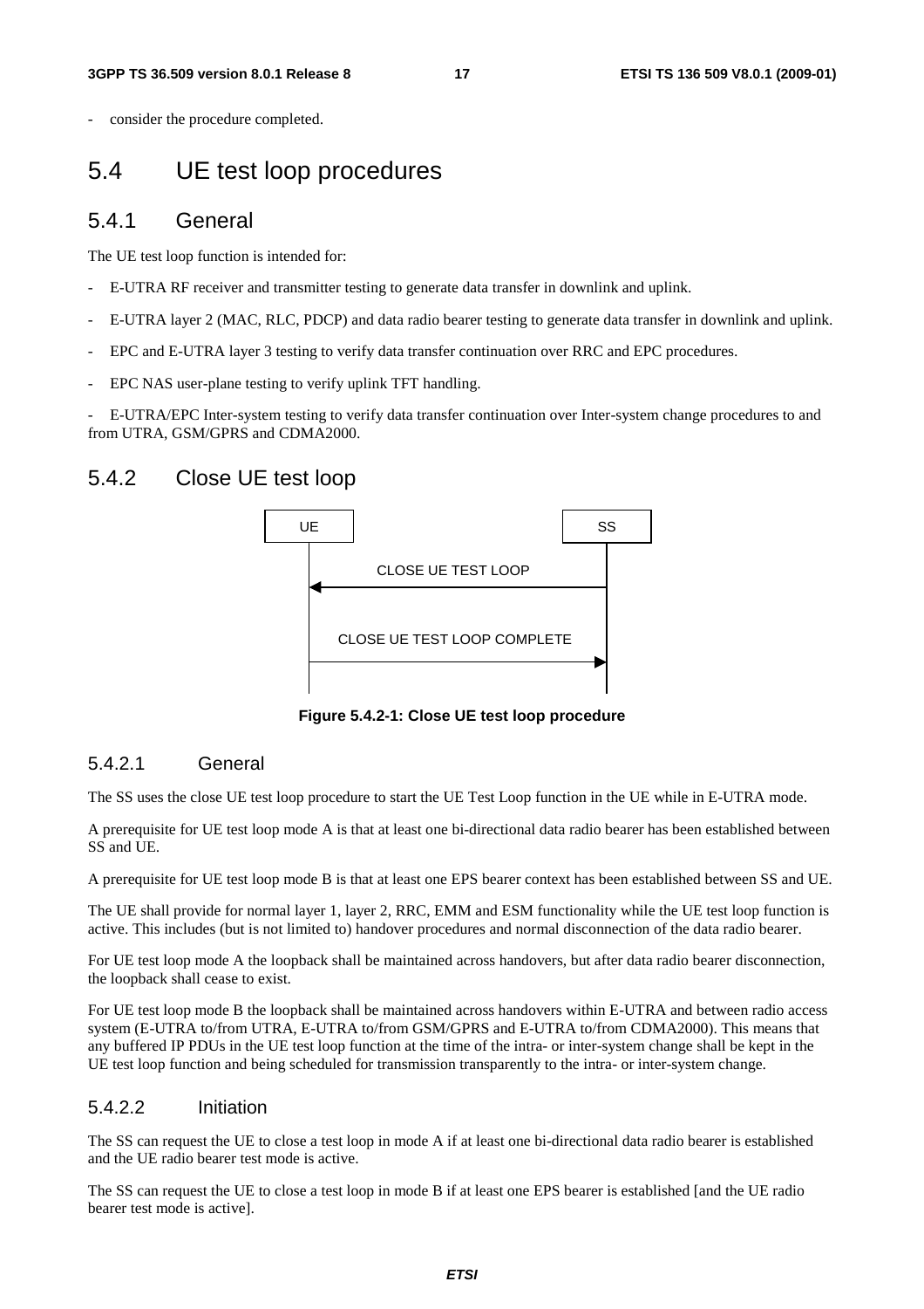- consider the procedure completed.

# 5.4 UE test loop procedures

## 5.4.1 General

The UE test loop function is intended for:

- E-UTRA RF receiver and transmitter testing to generate data transfer in downlink and uplink.
- E-UTRA layer 2 (MAC, RLC, PDCP) and data radio bearer testing to generate data transfer in downlink and uplink.
- EPC and E-UTRA layer 3 testing to verify data transfer continuation over RRC and EPC procedures.
- EPC NAS user-plane testing to verify uplink TFT handling.
- E-UTRA/EPC Inter-system testing to verify data transfer continuation over Inter-system change procedures to and from UTRA, GSM/GPRS and CDMA2000.

## 5.4.2 Close UE test loop

UE | SS

CLOSE UE TEST LOOP (SS → UE)

CLOSE UE TEST LOOP COMPLETE (UE → SS)

**Figure 5.4.2-1: Close UE test loop procedure**

### 5.4.2.1 General

The SS uses the close UE test loop procedure to start the UE Test Loop function in the UE while in E-UTRA mode.

A prerequisite for UE test loop mode A is that at least one bi-directional data radio bearer has been established between SS and UE.

A prerequisite for UE test loop mode B is that at least one EPS bearer context has been established between SS and UE.

The UE shall provide for normal layer 1, layer 2, RRC, EMM and ESM functionality while the UE test loop function is active. This includes (but is not limited to) handover procedures and normal disconnection of the data radio bearer.

For UE test loop mode A the loopback shall be maintained across handovers, but after data radio bearer disconnection, the loopback shall cease to exist.

For UE test loop mode B the loopback shall be maintained across handovers within E-UTRA and between radio access system (E-UTRA to/from UTRA, E-UTRA to/from GSM/GPRS and E-UTRA to/from CDMA2000). This means that any buffered IP PDUs in the UE test loop function at the time of the intra- or inter-system change shall be kept in the UE test loop function and being scheduled for transmission transparently to the intra- or inter-system change.

### 5.4.2.2 Initiation

The SS can request the UE to close a test loop in mode A if at least one bi-directional data radio bearer is established and the UE radio bearer test mode is active.

The SS can request the UE to close a test loop in mode B if at least one EPS bearer is established [and the UE radio bearer test mode is active].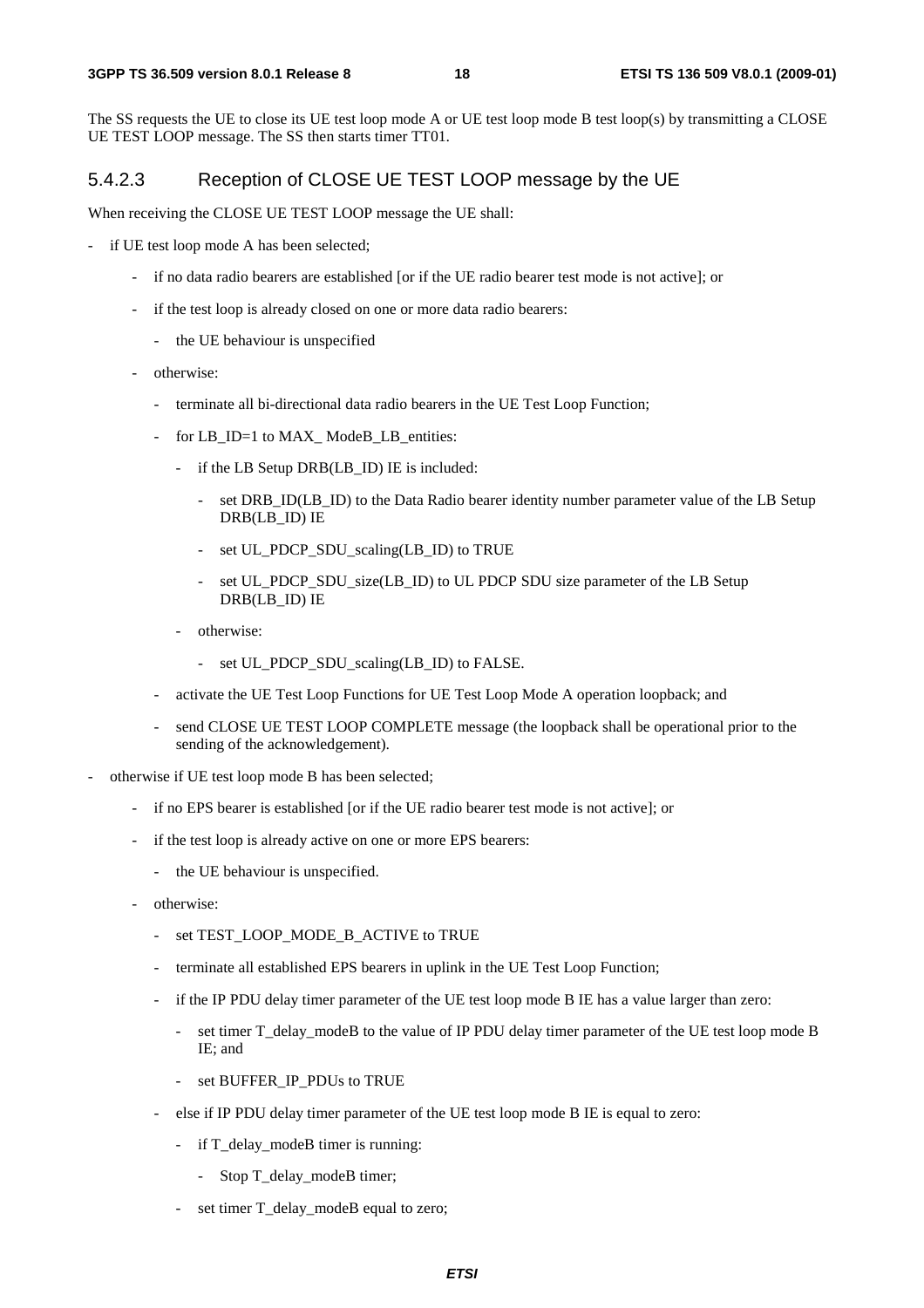The SS requests the UE to close its UE test loop mode A or UE test loop mode B test loop(s) by transmitting a CLOSE UE TEST LOOP message. The SS then starts timer TT01.

### 5.4.2.3 Reception of CLOSE UE TEST LOOP message by the UE

When receiving the CLOSE UE TEST LOOP message the UE shall:

- if UE test loop mode A has been selected;
  - if no data radio bearers are established [or if the UE radio bearer test mode is not active]; or
  - if the test loop is already closed on one or more data radio bearers:
    - the UE behaviour is unspecified
  - otherwise:
    - terminate all bi-directional data radio bearers in the UE Test Loop Function;
    - for LB_ID=1 to MAX_ ModeB_LB_entities:
      - if the LB Setup DRB(LB_ID) IE is included:
        - set DRB_ID(LB_ID) to the Data Radio bearer identity number parameter value of the LB Setup DRB(LB_ID) IE
        - set UL_PDCP_SDU_scaling(LB_ID) to TRUE
        - set UL_PDCP_SDU_size(LB_ID) to UL PDCP SDU size parameter of the LB Setup DRB(LB_ID) IE
      - otherwise:
        - set UL_PDCP_SDU_scaling(LB_ID) to FALSE.
    - activate the UE Test Loop Functions for UE Test Loop Mode A operation loopback; and
    - send CLOSE UE TEST LOOP COMPLETE message (the loopback shall be operational prior to the sending of the acknowledgement).
- otherwise if UE test loop mode B has been selected;
  - if no EPS bearer is established [or if the UE radio bearer test mode is not active]; or
  - if the test loop is already active on one or more EPS bearers:
    - the UE behaviour is unspecified.
  - otherwise:
    - set TEST_LOOP_MODE_B_ACTIVE to TRUE
    - terminate all established EPS bearers in uplink in the UE Test Loop Function;
    - if the IP PDU delay timer parameter of the UE test loop mode B IE has a value larger than zero:
      - set timer T_delay_modeB to the value of IP PDU delay timer parameter of the UE test loop mode B IE; and
      - set BUFFER_IP_PDUs to TRUE
    - else if IP PDU delay timer parameter of the UE test loop mode B IE is equal to zero:
      - if T_delay_modeB timer is running:
        - Stop T_delay_modeB timer;
      - set timer T_delay_modeB equal to zero;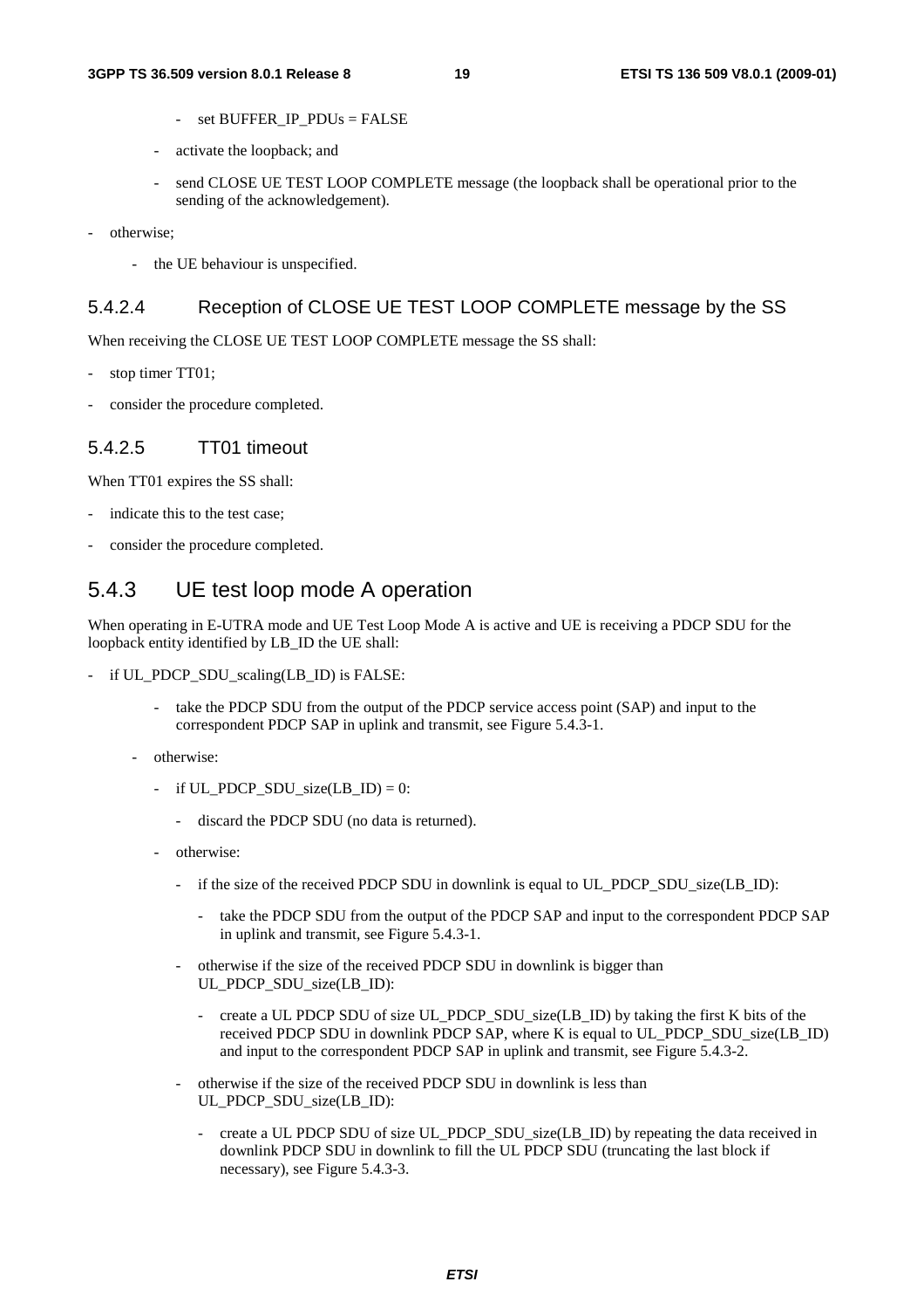- set BUFFER_IP_PDUs = FALSE

  - activate the loopback; and
  - send CLOSE UE TEST LOOP COMPLETE message (the loopback shall be operational prior to the sending of the acknowledgement).

- otherwise;
  - the UE behaviour is unspecified.

### 5.4.2.4 Reception of CLOSE UE TEST LOOP COMPLETE message by the SS

When receiving the CLOSE UE TEST LOOP COMPLETE message the SS shall:

- stop timer TT01;
- consider the procedure completed.

### 5.4.2.5 TT01 timeout

When TT01 expires the SS shall:

- indicate this to the test case;
- consider the procedure completed.

## 5.4.3 UE test loop mode A operation

When operating in E-UTRA mode and UE Test Loop Mode A is active and UE is receiving a PDCP SDU for the loopback entity identified by LB_ID the UE shall:

- if UL_PDCP_SDU_scaling(LB_ID) is FALSE:
  - take the PDCP SDU from the output of the PDCP service access point (SAP) and input to the correspondent PDCP SAP in uplink and transmit, see Figure 5.4.3-1.
- otherwise:
  - if UL_PDCP_SDU_size(LB_ID) = 0:
    - discard the PDCP SDU (no data is returned).
  - otherwise:
    - if the size of the received PDCP SDU in downlink is equal to UL_PDCP_SDU_size(LB_ID):
      - take the PDCP SDU from the output of the PDCP SAP and input to the correspondent PDCP SAP in uplink and transmit, see Figure 5.4.3-1.
    - otherwise if the size of the received PDCP SDU in downlink is bigger than UL_PDCP_SDU_size(LB_ID):
      - create a UL PDCP SDU of size UL_PDCP_SDU_size(LB_ID) by taking the first K bits of the received PDCP SDU in downlink PDCP SAP, where K is equal to UL_PDCP_SDU_size(LB_ID) and input to the correspondent PDCP SAP in uplink and transmit, see Figure 5.4.3-2.
    - otherwise if the size of the received PDCP SDU in downlink is less than UL_PDCP_SDU_size(LB_ID):
      - create a UL PDCP SDU of size UL_PDCP_SDU_size(LB_ID) by repeating the data received in downlink PDCP SDU in downlink to fill the UL PDCP SDU (truncating the last block if necessary), see Figure 5.4.3-3.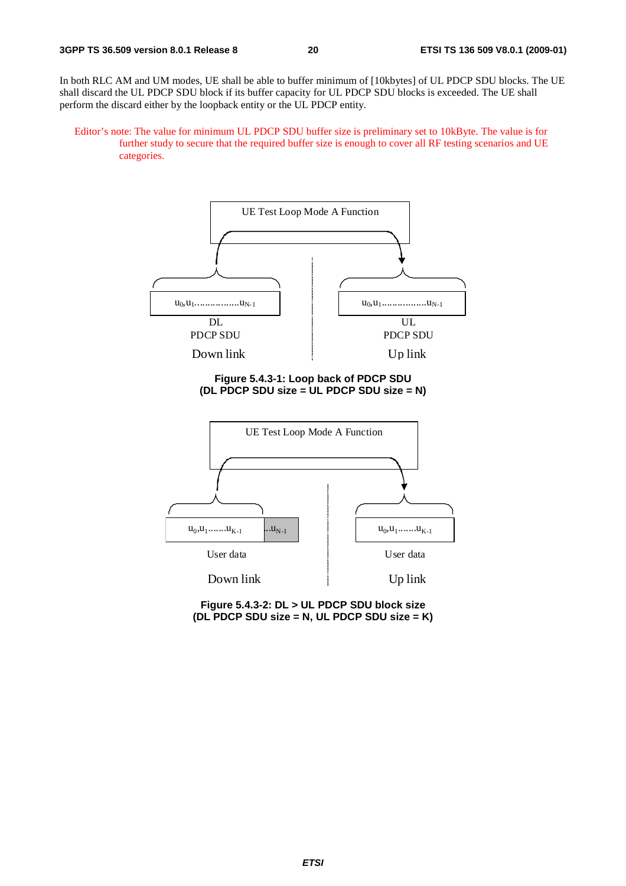In both RLC AM and UM modes, UE shall be able to buffer minimum of [10kbytes] of UL PDCP SDU blocks. The UE shall discard the UL PDCP SDU block if its buffer capacity for UL PDCP SDU blocks is exceeded. The UE shall perform the discard either by the loopback entity or the UL PDCP entity.

Editor's note: The value for minimum UL PDCP SDU buffer size is preliminary set to 10kByte. The value is for further study to secure that the required buffer size is enough to cover all RF testing scenarios and UE categories.

UE Test Loop Mode A Function

$u_0, u_1 \ldots\ldots\ldots\ldots\ldots u_{N-1}$ DL PDCP SDU Down link

$u_0, u_1 \ldots\ldots\ldots\ldots\ldots u_{N-1}$ UL PDCP SDU Up link

**Figure 5.4.3-1: Loop back of PDCP SDU (DL PDCP SDU size = UL PDCP SDU size = N)**

UE Test Loop Mode A Function

$u_0, u_1 \ldots\ldots u_{K-1}$ $\ldots u_{N-1}$ User data Down link

$u_0, u_1 \ldots\ldots u_{K-1}$ User data Up link

**Figure 5.4.3-2: DL > UL PDCP SDU block size (DL PDCP SDU size = N, UL PDCP SDU size = K)**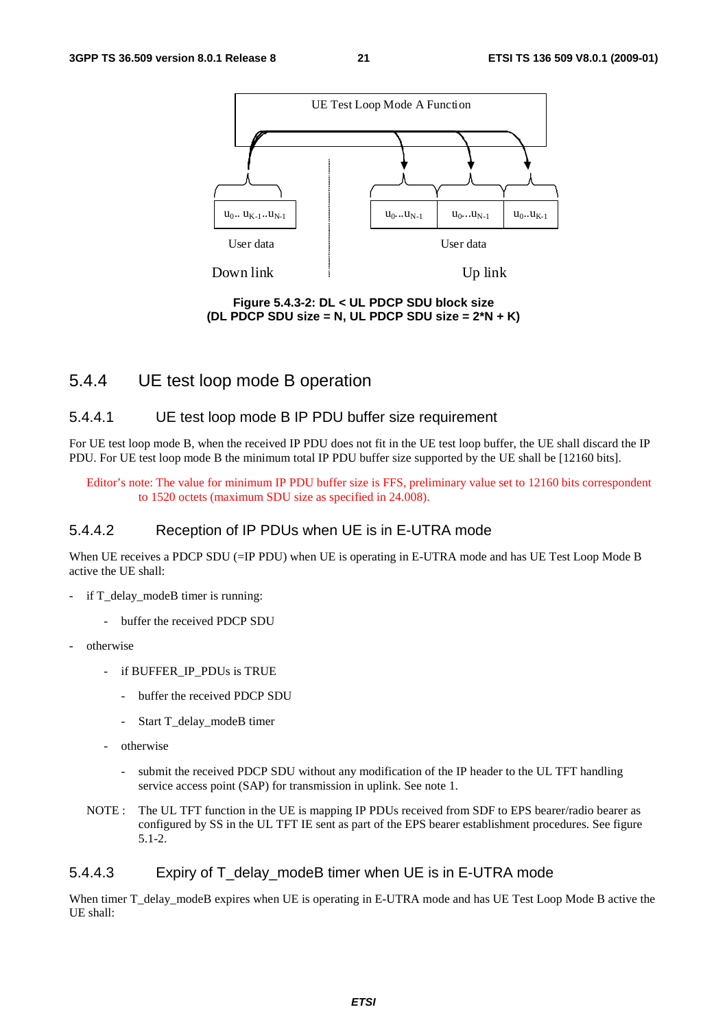UE Test Loop Mode A Function

| $u_0$.. $u_{K-1}$..$u_{N-1}$ |
|---|

User data

Down link

| $u_0$...$u_{N-1}$ | $u_0$...$u_{N-1}$ | $u_0$..$u_{K-1}$ |
|---|---|---|

User data

Up link

**Figure 5.4.3-2: DL < UL PDCP SDU block size (DL PDCP SDU size = N, UL PDCP SDU size = 2*N + K)**

## 5.4.4 UE test loop mode B operation

### 5.4.4.1 UE test loop mode B IP PDU buffer size requirement

For UE test loop mode B, when the received IP PDU does not fit in the UE test loop buffer, the UE shall discard the IP PDU. For UE test loop mode B the minimum total IP PDU buffer size supported by the UE shall be [12160 bits].

Editor's note: The value for minimum IP PDU buffer size is FFS, preliminary value set to 12160 bits correspondent to 1520 octets (maximum SDU size as specified in 24.008).

### 5.4.4.2 Reception of IP PDUs when UE is in E-UTRA mode

When UE receives a PDCP SDU (=IP PDU) when UE is operating in E-UTRA mode and has UE Test Loop Mode B active the UE shall:

- if T_delay_modeB timer is running:
  - buffer the received PDCP SDU
- otherwise
  - if BUFFER_IP_PDUs is TRUE
    - buffer the received PDCP SDU
    - Start T_delay_modeB timer
  - otherwise
    - submit the received PDCP SDU without any modification of the IP header to the UL TFT handling service access point (SAP) for transmission in uplink. See note 1.

NOTE : The UL TFT function in the UE is mapping IP PDUs received from SDF to EPS bearer/radio bearer as configured by SS in the UL TFT IE sent as part of the EPS bearer establishment procedures. See figure 5.1-2.

### 5.4.4.3 Expiry of T_delay_modeB timer when UE is in E-UTRA mode

When timer T_delay_modeB expires when UE is operating in E-UTRA mode and has UE Test Loop Mode B active the UE shall: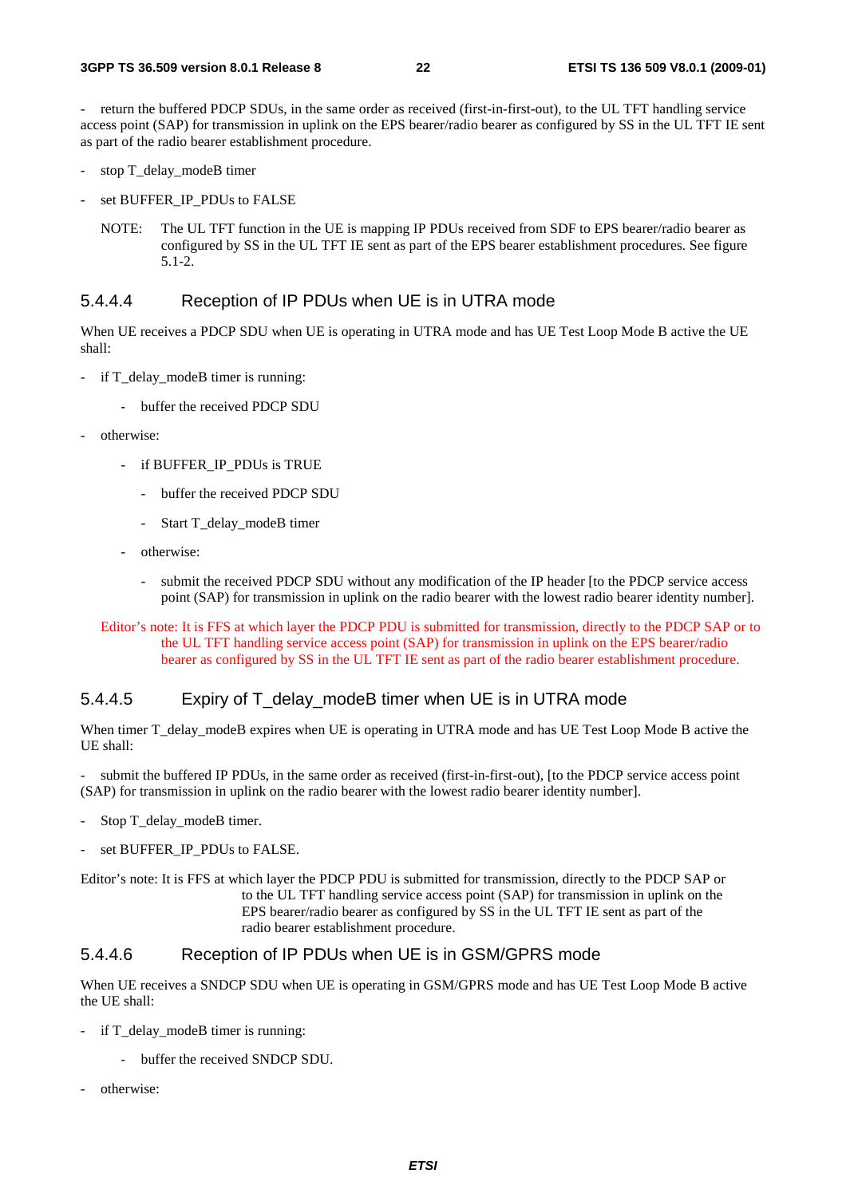- return the buffered PDCP SDUs, in the same order as received (first-in-first-out), to the UL TFT handling service access point (SAP) for transmission in uplink on the EPS bearer/radio bearer as configured by SS in the UL TFT IE sent as part of the radio bearer establishment procedure.

- stop T_delay_modeB timer

- set BUFFER_IP_PDUs to FALSE

NOTE: The UL TFT function in the UE is mapping IP PDUs received from SDF to EPS bearer/radio bearer as configured by SS in the UL TFT IE sent as part of the EPS bearer establishment procedures. See figure 5.1-2.

### 5.4.4.4 Reception of IP PDUs when UE is in UTRA mode

When UE receives a PDCP SDU when UE is operating in UTRA mode and has UE Test Loop Mode B active the UE shall:

- if T_delay_modeB timer is running:
  - buffer the received PDCP SDU
- otherwise:
  - if BUFFER_IP_PDUs is TRUE
    - buffer the received PDCP SDU
    - Start T_delay_modeB timer
  - otherwise:
    - submit the received PDCP SDU without any modification of the IP header [to the PDCP service access point (SAP) for transmission in uplink on the radio bearer with the lowest radio bearer identity number].

Editor's note: It is FFS at which layer the PDCP PDU is submitted for transmission, directly to the PDCP SAP or to the UL TFT handling service access point (SAP) for transmission in uplink on the EPS bearer/radio bearer as configured by SS in the UL TFT IE sent as part of the radio bearer establishment procedure.

### 5.4.4.5 Expiry of T_delay_modeB timer when UE is in UTRA mode

When timer T_delay_modeB expires when UE is operating in UTRA mode and has UE Test Loop Mode B active the UE shall:

- submit the buffered IP PDUs, in the same order as received (first-in-first-out), [to the PDCP service access point (SAP) for transmission in uplink on the radio bearer with the lowest radio bearer identity number].

- Stop T_delay_modeB timer.

- set BUFFER_IP_PDUs to FALSE.

Editor's note: It is FFS at which layer the PDCP PDU is submitted for transmission, directly to the PDCP SAP or to the UL TFT handling service access point (SAP) for transmission in uplink on the EPS bearer/radio bearer as configured by SS in the UL TFT IE sent as part of the radio bearer establishment procedure.

### 5.4.4.6 Reception of IP PDUs when UE is in GSM/GPRS mode

When UE receives a SNDCP SDU when UE is operating in GSM/GPRS mode and has UE Test Loop Mode B active the UE shall:

- if T_delay_modeB timer is running:
  - buffer the received SNDCP SDU.
- otherwise: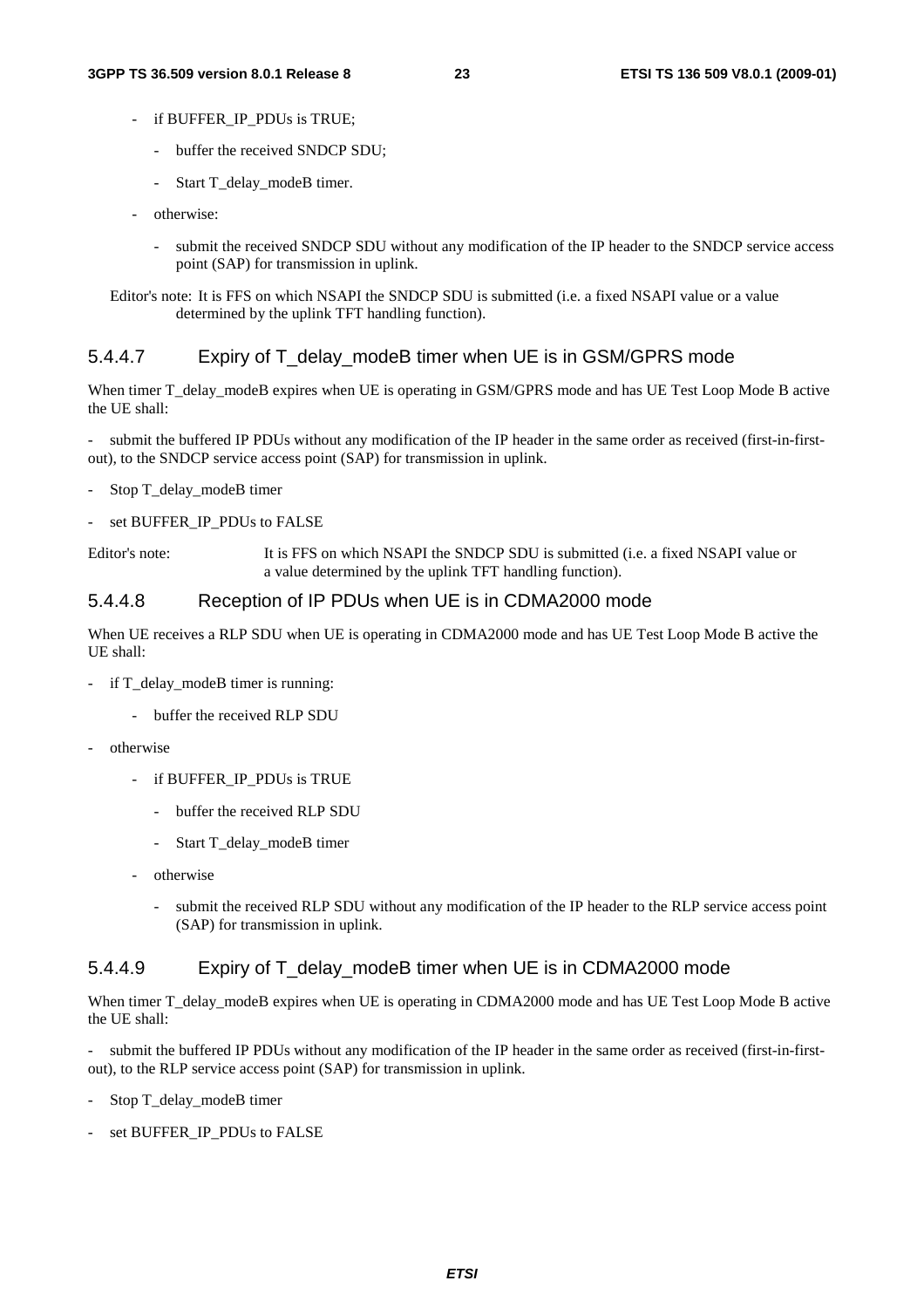- if BUFFER_IP_PDUs is TRUE;
  - buffer the received SNDCP SDU;
  - Start T_delay_modeB timer.
- otherwise:
  - submit the received SNDCP SDU without any modification of the IP header to the SNDCP service access point (SAP) for transmission in uplink.

Editor's note: It is FFS on which NSAPI the SNDCP SDU is submitted (i.e. a fixed NSAPI value or a value determined by the uplink TFT handling function).

### 5.4.4.7 Expiry of T_delay_modeB timer when UE is in GSM/GPRS mode

When timer T_delay_modeB expires when UE is operating in GSM/GPRS mode and has UE Test Loop Mode B active the UE shall:

- submit the buffered IP PDUs without any modification of the IP header in the same order as received (first-in-first-out), to the SNDCP service access point (SAP) for transmission in uplink.
- Stop T_delay_modeB timer
- set BUFFER_IP_PDUs to FALSE

Editor's note: It is FFS on which NSAPI the SNDCP SDU is submitted (i.e. a fixed NSAPI value or a value determined by the uplink TFT handling function).

### 5.4.4.8 Reception of IP PDUs when UE is in CDMA2000 mode

When UE receives a RLP SDU when UE is operating in CDMA2000 mode and has UE Test Loop Mode B active the UE shall:

- if T_delay_modeB timer is running:
  - buffer the received RLP SDU
- otherwise
  - if BUFFER_IP_PDUs is TRUE
    - buffer the received RLP SDU
    - Start T_delay_modeB timer
  - otherwise
    - submit the received RLP SDU without any modification of the IP header to the RLP service access point (SAP) for transmission in uplink.

### 5.4.4.9 Expiry of T_delay_modeB timer when UE is in CDMA2000 mode

When timer T_delay_modeB expires when UE is operating in CDMA2000 mode and has UE Test Loop Mode B active the UE shall:

- submit the buffered IP PDUs without any modification of the IP header in the same order as received (first-in-first-out), to the RLP service access point (SAP) for transmission in uplink.
- Stop T_delay_modeB timer
- set BUFFER_IP_PDUs to FALSE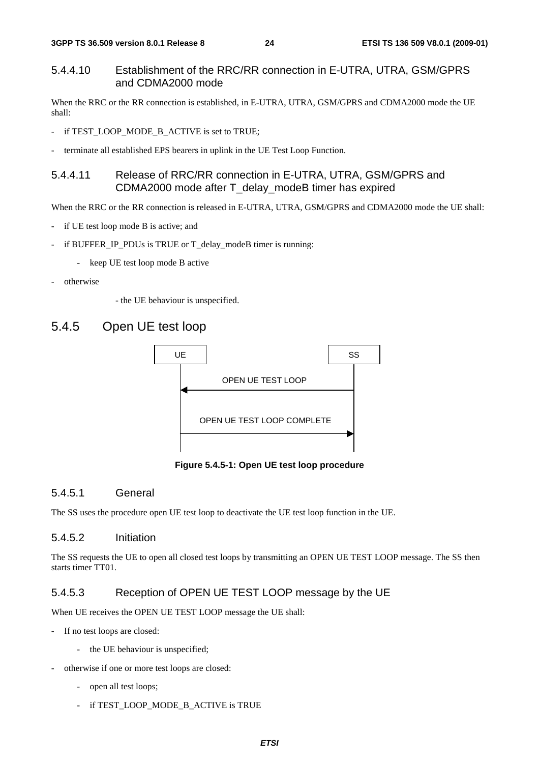#### 5.4.4.10 Establishment of the RRC/RR connection in E-UTRA, UTRA, GSM/GPRS and CDMA2000 mode

When the RRC or the RR connection is established, in E-UTRA, UTRA, GSM/GPRS and CDMA2000 mode the UE shall:

- if TEST_LOOP_MODE_B_ACTIVE is set to TRUE;
- terminate all established EPS bearers in uplink in the UE Test Loop Function.

#### 5.4.4.11 Release of RRC/RR connection in E-UTRA, UTRA, GSM/GPRS and CDMA2000 mode after T_delay_modeB timer has expired

When the RRC or the RR connection is released in E-UTRA, UTRA, GSM/GPRS and CDMA2000 mode the UE shall:

- if UE test loop mode B is active; and
- if BUFFER_IP_PDUs is TRUE or T_delay_modeB timer is running:
    - keep UE test loop mode B active
- otherwise
    - the UE behaviour is unspecified.

### 5.4.5 Open UE test loop

| UE | | SS |
|---|---|---|
| | ← OPEN UE TEST LOOP | |
| | OPEN UE TEST LOOP COMPLETE → | |

**Figure 5.4.5-1: Open UE test loop procedure**

#### 5.4.5.1 General

The SS uses the procedure open UE test loop to deactivate the UE test loop function in the UE.

#### 5.4.5.2 Initiation

The SS requests the UE to open all closed test loops by transmitting an OPEN UE TEST LOOP message. The SS then starts timer TT01.

#### 5.4.5.3 Reception of OPEN UE TEST LOOP message by the UE

When UE receives the OPEN UE TEST LOOP message the UE shall:

- If no test loops are closed:
    - the UE behaviour is unspecified;
- otherwise if one or more test loops are closed:
    - open all test loops;
    - if TEST_LOOP_MODE_B_ACTIVE is TRUE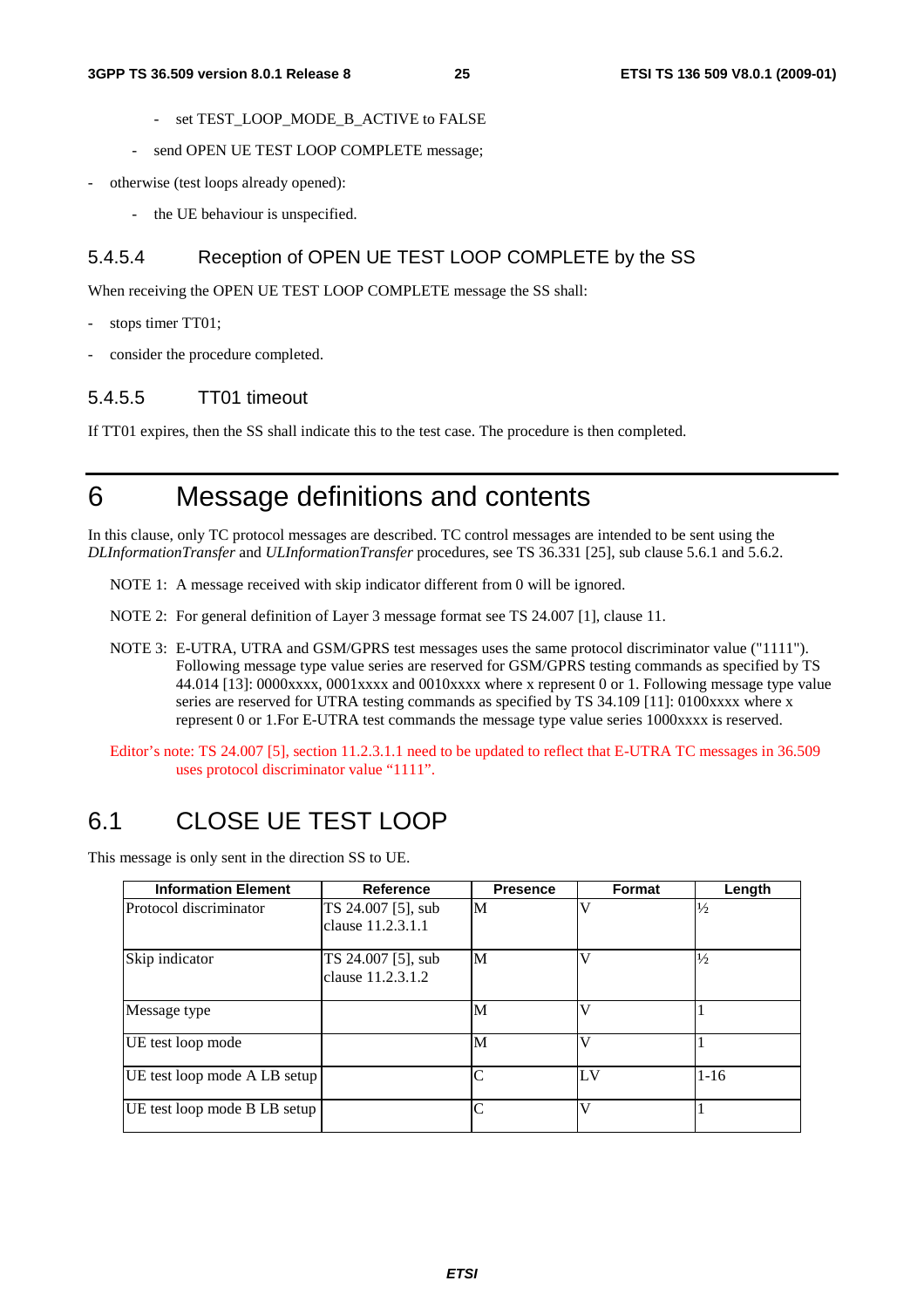- set TEST_LOOP_MODE_B_ACTIVE to FALSE

    - send OPEN UE TEST LOOP COMPLETE message;

- otherwise (test loops already opened):

    - the UE behaviour is unspecified.

### 5.4.5.4 Reception of OPEN UE TEST LOOP COMPLETE by the SS

When receiving the OPEN UE TEST LOOP COMPLETE message the SS shall:

- stops timer TT01;

- consider the procedure completed.

### 5.4.5.5 TT01 timeout

If TT01 expires, then the SS shall indicate this to the test case. The procedure is then completed.

# 6 Message definitions and contents

In this clause, only TC protocol messages are described. TC control messages are intended to be sent using the *DLInformationTransfer* and *ULInformationTransfer* procedures, see TS 36.331 [25], sub clause 5.6.1 and 5.6.2.

NOTE 1: A message received with skip indicator different from 0 will be ignored.

NOTE 2: For general definition of Layer 3 message format see TS 24.007 [1], clause 11.

NOTE 3: E-UTRA, UTRA and GSM/GPRS test messages uses the same protocol discriminator value ("1111"). Following message type value series are reserved for GSM/GPRS testing commands as specified by TS 44.014 [13]: 0000xxxx, 0001xxxx and 0010xxxx where x represent 0 or 1. Following message type value series are reserved for UTRA testing commands as specified by TS 34.109 [11]: 0100xxxx where x represent 0 or 1.For E-UTRA test commands the message type value series 1000xxxx is reserved.

Editor's note: TS 24.007 [5], section 11.2.3.1.1 need to be updated to reflect that E-UTRA TC messages in 36.509 uses protocol discriminator value "1111".

## 6.1 CLOSE UE TEST LOOP

This message is only sent in the direction SS to UE.

| Information Element | Reference | Presence | Format | Length |
|---|---|---|---|---|
| Protocol discriminator | TS 24.007 [5], sub clause 11.2.3.1.1 | M | V | ½ |
| Skip indicator | TS 24.007 [5], sub clause 11.2.3.1.2 | M | V | ½ |
| Message type | | M | V | 1 |
| UE test loop mode | | M | V | 1 |
| UE test loop mode A LB setup | | C | LV | 1-16 |
| UE test loop mode B LB setup | | C | V | 1 |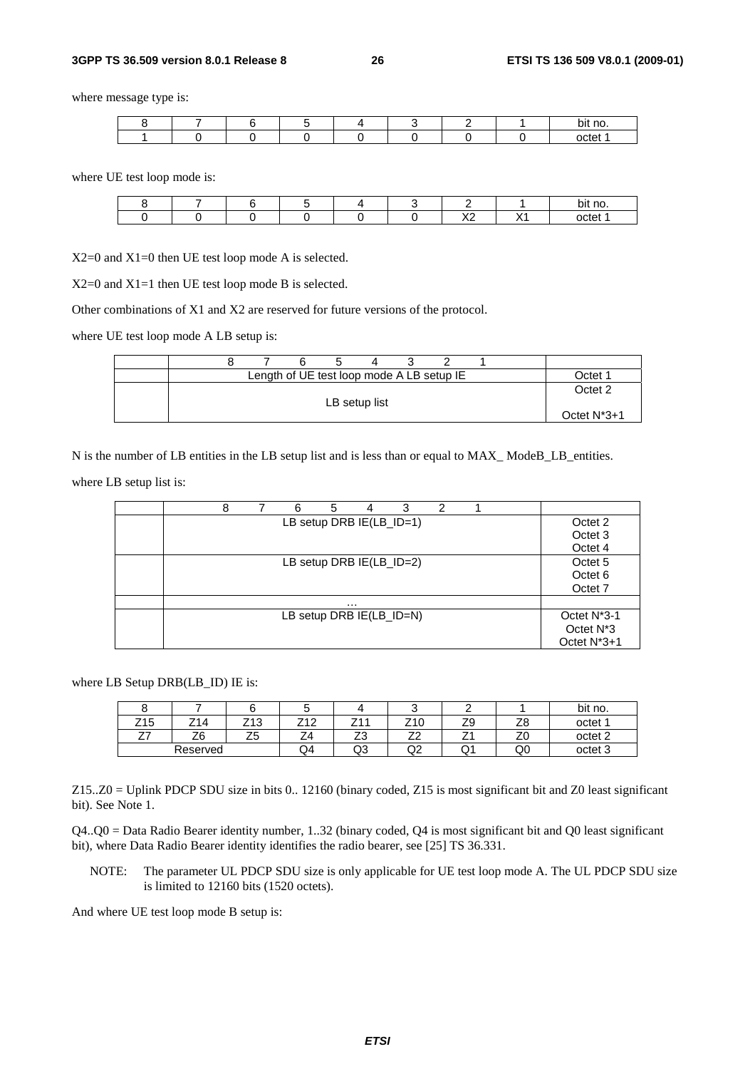where message type is:

| 8 | 7 | 6 | 5 | 4 | 3 | 2 | 1 | bit no. |
|---|---|---|---|---|---|---|---|---|
| 1 | 0 | 0 | 0 | 0 | 0 | 0 | 0 | octet 1 |

where UE test loop mode is:

| 8 | 7 | 6 | 5 | 4 | 3 | 2 | 1 | bit no. |
|---|---|---|---|---|---|---|---|---|
| 0 | 0 | 0 | 0 | 0 | 0 | X2 | X1 | octet 1 |

X2=0 and X1=0 then UE test loop mode A is selected.

X2=0 and X1=1 then UE test loop mode B is selected.

Other combinations of X1 and X2 are reserved for future versions of the protocol.

where UE test loop mode A LB setup is:

| | 8   7   6   5   4   3   2   1 | |
|---|---|---|
| | Length of UE test loop mode A LB setup IE | Octet 1 |
| | LB setup list | Octet 2<br><br>Octet N*3+1 |

N is the number of LB entities in the LB setup list and is less than or equal to MAX_ ModeB_LB_entities.

where LB setup list is:

| | 8   7   6   5   4   3   2   1 | |
|---|---|---|
| | LB setup DRB IE(LB_ID=1) | Octet 2<br>Octet 3<br>Octet 4 |
| | LB setup DRB IE(LB_ID=2) | Octet 5<br>Octet 6<br>Octet 7 |
| | … | |
| | LB setup DRB IE(LB_ID=N) | Octet N*3-1<br>Octet N*3<br>Octet N*3+1 |

where LB Setup DRB(LB_ID) IE is:

| 8 | 7 | 6 | 5 | 4 | 3 | 2 | 1 | bit no. |
|---|---|---|---|---|---|---|---|---|
| Z15 | Z14 | Z13 | Z12 | Z11 | Z10 | Z9 | Z8 | octet 1 |
| Z7 | Z6 | Z5 | Z4 | Z3 | Z2 | Z1 | Z0 | octet 2 |
| Reserved | | | Q4 | Q3 | Q2 | Q1 | Q0 | octet 3 |

Z15..Z0 = Uplink PDCP SDU size in bits 0.. 12160 (binary coded, Z15 is most significant bit and Z0 least significant bit). See Note 1.

Q4..Q0 = Data Radio Bearer identity number, 1..32 (binary coded, Q4 is most significant bit and Q0 least significant bit), where Data Radio Bearer identity identifies the radio bearer, see [25] TS 36.331.

NOTE: The parameter UL PDCP SDU size is only applicable for UE test loop mode A. The UL PDCP SDU size is limited to 12160 bits (1520 octets).

And where UE test loop mode B setup is: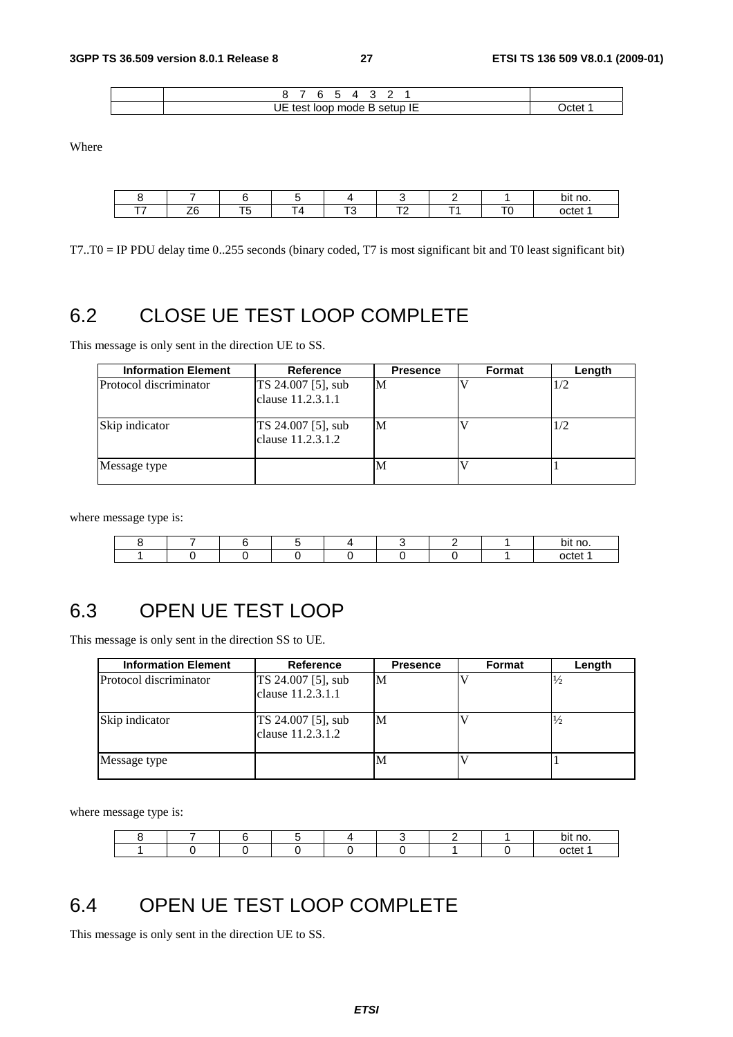| | 8 7 6 5 4 3 2 1 | |
|---|---|---|
| | UE test loop mode B setup IE | Octet 1 |

Where

| 8 | 7 | 6 | 5 | 4 | 3 | 2 | 1 | bit no. |
|---|---|---|---|---|---|---|---|---|
| T7 | Z6 | T5 | T4 | T3 | T2 | T1 | T0 | octet 1 |

T7..T0 = IP PDU delay time 0..255 seconds (binary coded, T7 is most significant bit and T0 least significant bit)

## 6.2 CLOSE UE TEST LOOP COMPLETE

This message is only sent in the direction UE to SS.

| Information Element | Reference | Presence | Format | Length |
|---|---|---|---|---|
| Protocol discriminator | TS 24.007 [5], sub clause 11.2.3.1.1 | M | V | 1/2 |
| Skip indicator | TS 24.007 [5], sub clause 11.2.3.1.2 | M | V | 1/2 |
| Message type | | M | V | 1 |

where message type is:

| 8 | 7 | 6 | 5 | 4 | 3 | 2 | 1 | bit no. |
|---|---|---|---|---|---|---|---|---|
| 1 | 0 | 0 | 0 | 0 | 0 | 0 | 1 | octet 1 |

## 6.3 OPEN UE TEST LOOP

This message is only sent in the direction SS to UE.

| Information Element | Reference | Presence | Format | Length |
|---|---|---|---|---|
| Protocol discriminator | TS 24.007 [5], sub clause 11.2.3.1.1 | M | V | ½ |
| Skip indicator | TS 24.007 [5], sub clause 11.2.3.1.2 | M | V | ½ |
| Message type | | M | V | 1 |

where message type is:

| 8 | 7 | 6 | 5 | 4 | 3 | 2 | 1 | bit no. |
|---|---|---|---|---|---|---|---|---|
| 1 | 0 | 0 | 0 | 0 | 0 | 1 | 0 | octet 1 |

## 6.4 OPEN UE TEST LOOP COMPLETE

This message is only sent in the direction UE to SS.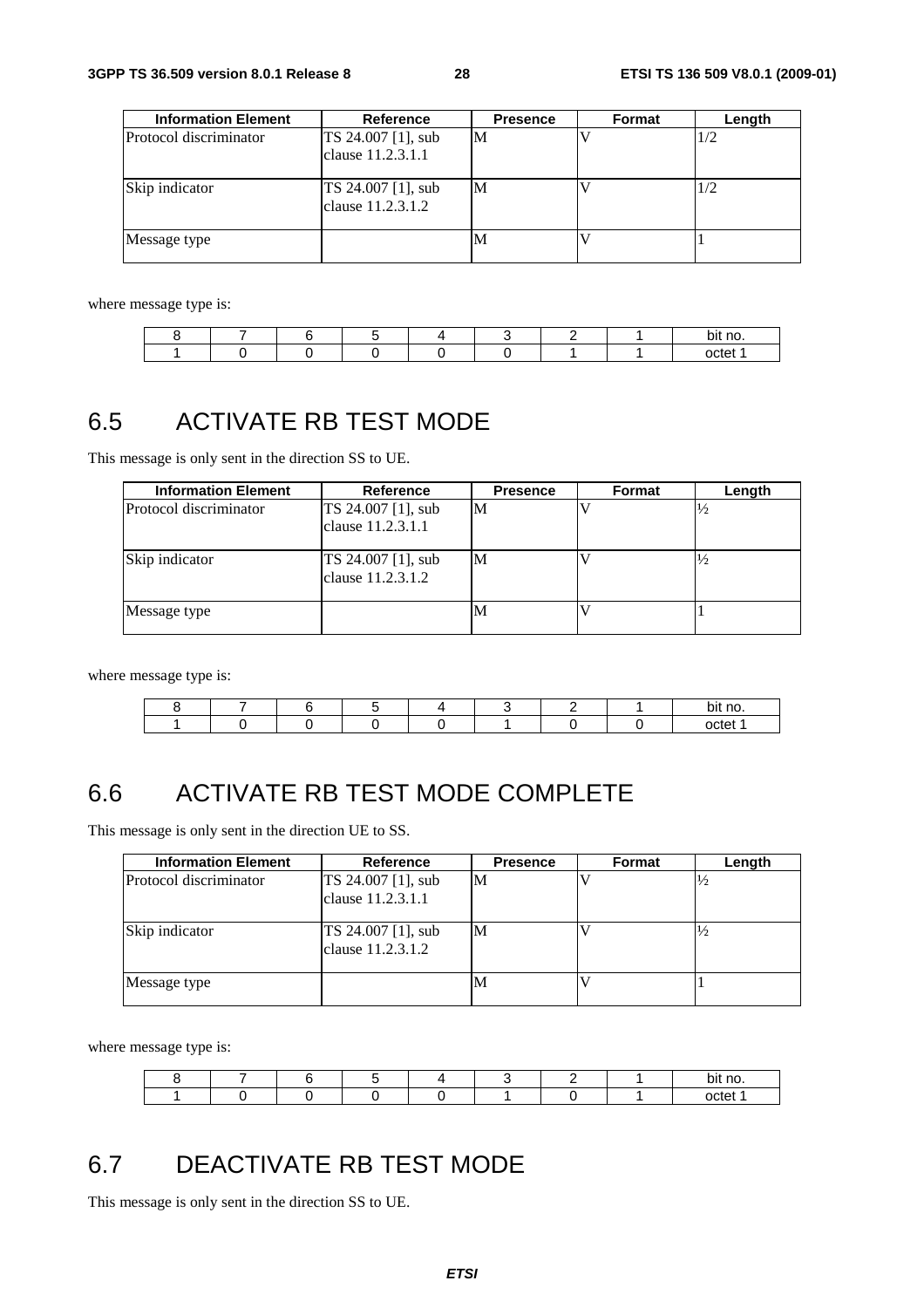| Information Element | Reference | Presence | Format | Length |
|---|---|---|---|---|
| Protocol discriminator | TS 24.007 [1], sub clause 11.2.3.1.1 | M | V | 1/2 |
| Skip indicator | TS 24.007 [1], sub clause 11.2.3.1.2 | M | V | 1/2 |
| Message type | | M | V | 1 |

where message type is:

| 8 | 7 | 6 | 5 | 4 | 3 | 2 | 1 | bit no. |
|---|---|---|---|---|---|---|---|---|
| 1 | 0 | 0 | 0 | 0 | 0 | 1 | 1 | octet 1 |

# 6.5 ACTIVATE RB TEST MODE

This message is only sent in the direction SS to UE.

| Information Element | Reference | Presence | Format | Length |
|---|---|---|---|---|
| Protocol discriminator | TS 24.007 [1], sub clause 11.2.3.1.1 | M | V | ½ |
| Skip indicator | TS 24.007 [1], sub clause 11.2.3.1.2 | M | V | ½ |
| Message type | | M | V | 1 |

where message type is:

| 8 | 7 | 6 | 5 | 4 | 3 | 2 | 1 | bit no. |
|---|---|---|---|---|---|---|---|---|
| 1 | 0 | 0 | 0 | 0 | 1 | 0 | 0 | octet 1 |

# 6.6 ACTIVATE RB TEST MODE COMPLETE

This message is only sent in the direction UE to SS.

| Information Element | Reference | Presence | Format | Length |
|---|---|---|---|---|
| Protocol discriminator | TS 24.007 [1], sub clause 11.2.3.1.1 | M | V | ½ |
| Skip indicator | TS 24.007 [1], sub clause 11.2.3.1.2 | M | V | ½ |
| Message type | | M | V | 1 |

where message type is:

| 8 | 7 | 6 | 5 | 4 | 3 | 2 | 1 | bit no. |
|---|---|---|---|---|---|---|---|---|
| 1 | 0 | 0 | 0 | 0 | 1 | 0 | 1 | octet 1 |

# 6.7 DEACTIVATE RB TEST MODE

This message is only sent in the direction SS to UE.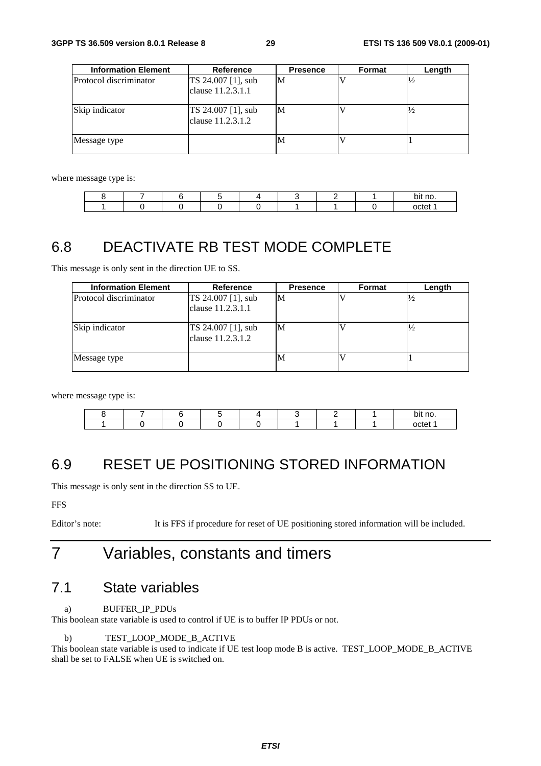| Information Element | Reference | Presence | Format | Length |
| --- | --- | --- | --- | --- |
| Protocol discriminator | TS 24.007 [1], sub clause 11.2.3.1.1 | M | V | ½ |
| Skip indicator | TS 24.007 [1], sub clause 11.2.3.1.2 | M | V | ½ |
| Message type | | M | V | 1 |

where message type is:

| 8 | 7 | 6 | 5 | 4 | 3 | 2 | 1 | bit no. |
| --- | --- | --- | --- | --- | --- | --- | --- | --- |
| 1 | 0 | 0 | 0 | 0 | 1 | 1 | 0 | octet 1 |

## 6.8 DEACTIVATE RB TEST MODE COMPLETE

This message is only sent in the direction UE to SS.

| Information Element | Reference | Presence | Format | Length |
| --- | --- | --- | --- | --- |
| Protocol discriminator | TS 24.007 [1], sub clause 11.2.3.1.1 | M | V | ½ |
| Skip indicator | TS 24.007 [1], sub clause 11.2.3.1.2 | M | V | ½ |
| Message type | | M | V | 1 |

where message type is:

| 8 | 7 | 6 | 5 | 4 | 3 | 2 | 1 | bit no. |
| --- | --- | --- | --- | --- | --- | --- | --- | --- |
| 1 | 0 | 0 | 0 | 0 | 1 | 1 | 1 | octet 1 |

## 6.9 RESET UE POSITIONING STORED INFORMATION

This message is only sent in the direction SS to UE.

FFS

Editor's note: It is FFS if procedure for reset of UE positioning stored information will be included.

# 7 Variables, constants and timers

## 7.1 State variables

a) BUFFER_IP_PDUs

This boolean state variable is used to control if UE is to buffer IP PDUs or not.

b) TEST_LOOP_MODE_B_ACTIVE

This boolean state variable is used to indicate if UE test loop mode B is active. TEST_LOOP_MODE_B_ACTIVE shall be set to FALSE when UE is switched on.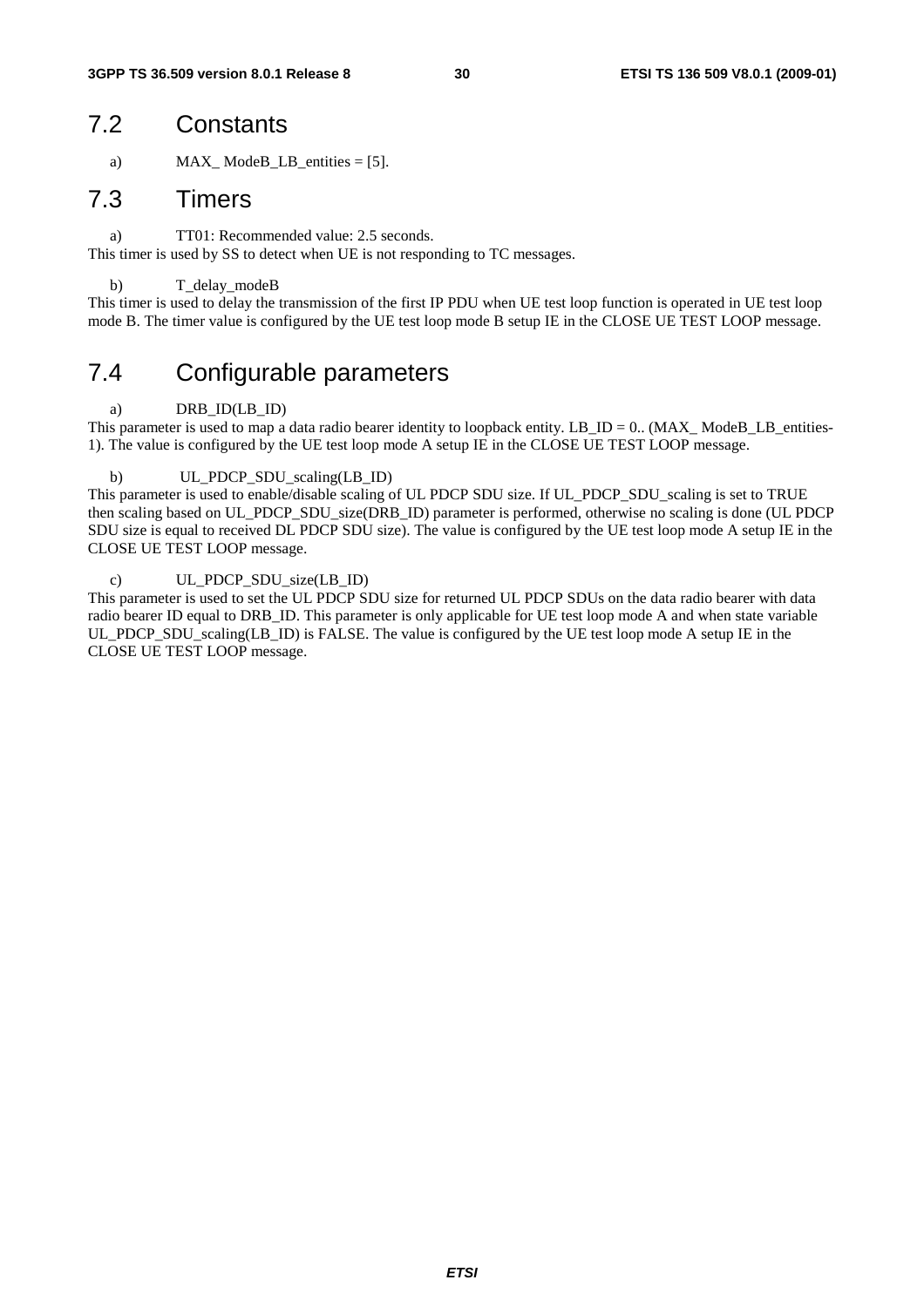## 7.2 Constants

a) MAX_ ModeB_LB_entities = [5].

## 7.3 Timers

a) TT01: Recommended value: 2.5 seconds.

This timer is used by SS to detect when UE is not responding to TC messages.

b) T_delay_modeB

This timer is used to delay the transmission of the first IP PDU when UE test loop function is operated in UE test loop mode B. The timer value is configured by the UE test loop mode B setup IE in the CLOSE UE TEST LOOP message.

## 7.4 Configurable parameters

a) DRB_ID(LB_ID)

This parameter is used to map a data radio bearer identity to loopback entity. LB_ID = 0.. (MAX_ ModeB_LB_entities-1). The value is configured by the UE test loop mode A setup IE in the CLOSE UE TEST LOOP message.

b) UL_PDCP_SDU_scaling(LB_ID)

This parameter is used to enable/disable scaling of UL PDCP SDU size. If UL_PDCP_SDU_scaling is set to TRUE then scaling based on UL_PDCP_SDU_size(DRB_ID) parameter is performed, otherwise no scaling is done (UL PDCP SDU size is equal to received DL PDCP SDU size). The value is configured by the UE test loop mode A setup IE in the CLOSE UE TEST LOOP message.

c) UL_PDCP_SDU_size(LB_ID)

This parameter is used to set the UL PDCP SDU size for returned UL PDCP SDUs on the data radio bearer with data radio bearer ID equal to DRB_ID. This parameter is only applicable for UE test loop mode A and when state variable UL_PDCP_SDU_scaling(LB_ID) is FALSE. The value is configured by the UE test loop mode A setup IE in the CLOSE UE TEST LOOP message.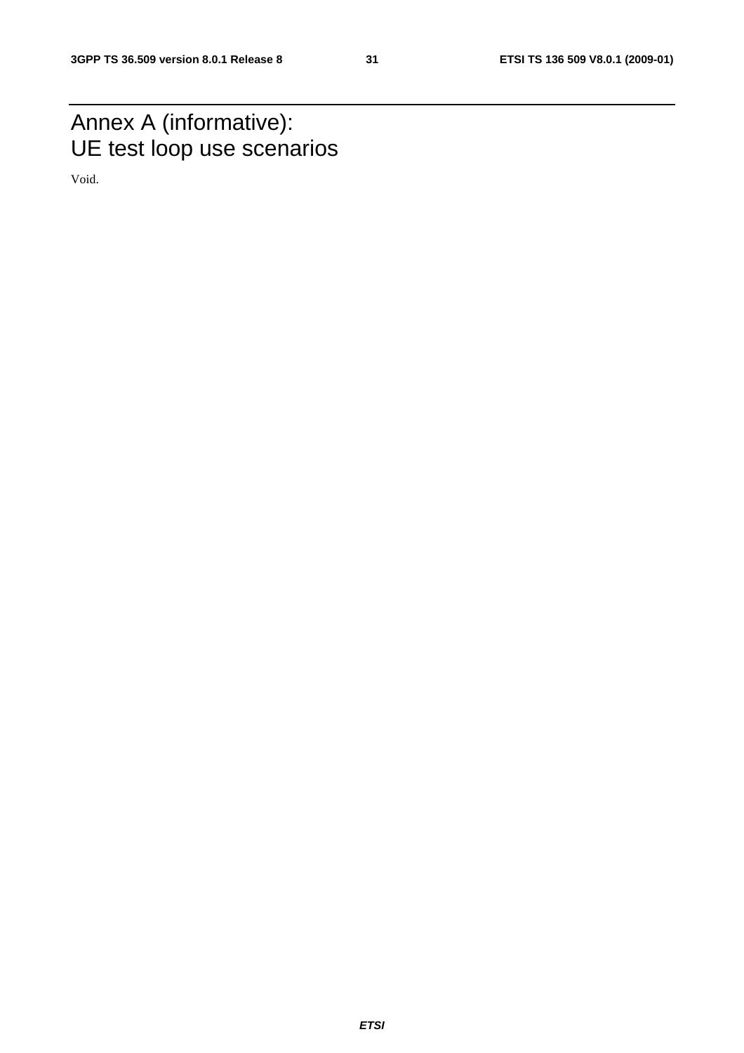# Annex A (informative): UE test loop use scenarios

Void.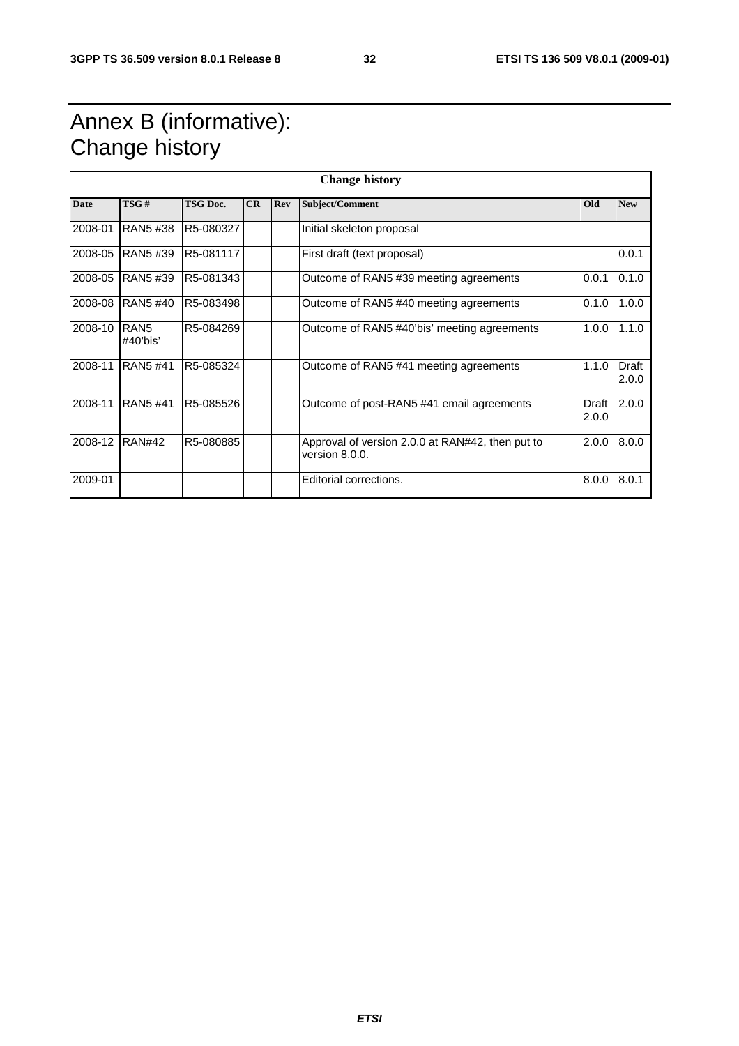# Annex B (informative): Change history

| Change history | | | | | | | |
|---|---|---|---|---|---|---|---|
| **Date** | **TSG #** | **TSG Doc.** | **CR** | **Rev** | **Subject/Comment** | **Old** | **New** |
| 2008-01 | RAN5 #38 | R5-080327 | | | Initial skeleton proposal | | |
| 2008-05 | RAN5 #39 | R5-081117 | | | First draft (text proposal) | | 0.0.1 |
| 2008-05 | RAN5 #39 | R5-081343 | | | Outcome of RAN5 #39 meeting agreements | 0.0.1 | 0.1.0 |
| 2008-08 | RAN5 #40 | R5-083498 | | | Outcome of RAN5 #40 meeting agreements | 0.1.0 | 1.0.0 |
| 2008-10 | RAN5 #40'bis' | R5-084269 | | | Outcome of RAN5 #40'bis' meeting agreements | 1.0.0 | 1.1.0 |
| 2008-11 | RAN5 #41 | R5-085324 | | | Outcome of RAN5 #41 meeting agreements | 1.1.0 | Draft 2.0.0 |
| 2008-11 | RAN5 #41 | R5-085526 | | | Outcome of post-RAN5 #41 email agreements | Draft 2.0.0 | 2.0.0 |
| 2008-12 | RAN#42 | R5-080885 | | | Approval of version 2.0.0 at RAN#42, then put to version 8.0.0. | 2.0.0 | 8.0.0 |
| 2009-01 | | | | | Editorial corrections. | 8.0.0 | 8.0.1 |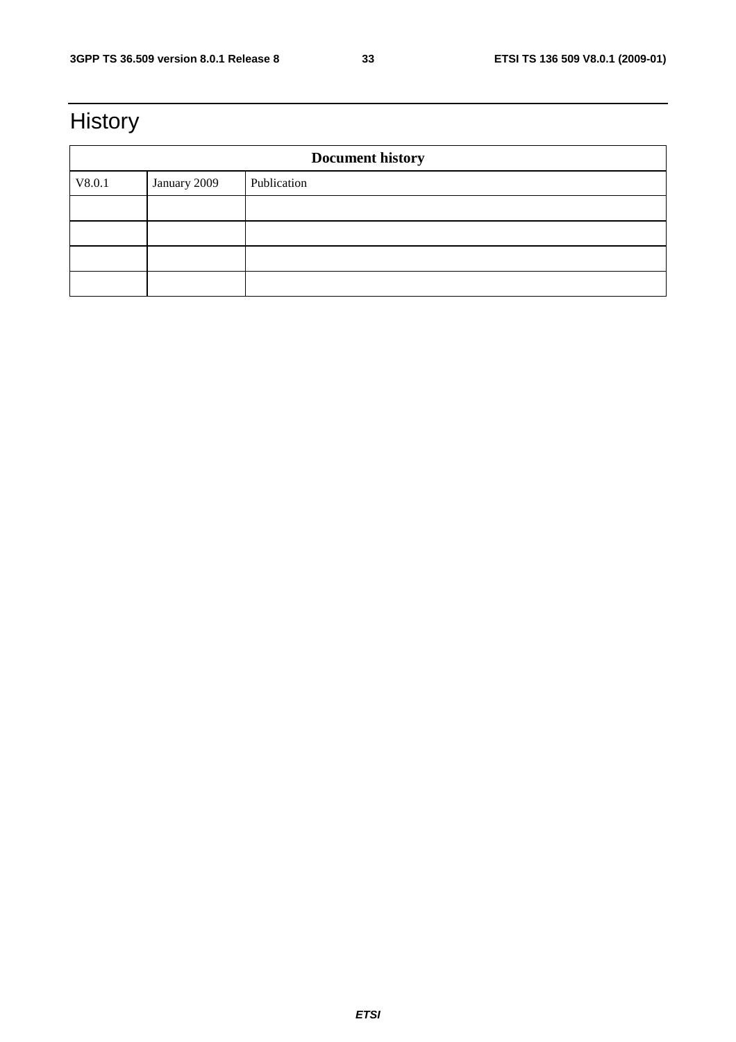# History

| Document history | | |
|---|---|---|
| V8.0.1 | January 2009 | Publication |
| | | |
| | | |
| | | |
| | | |